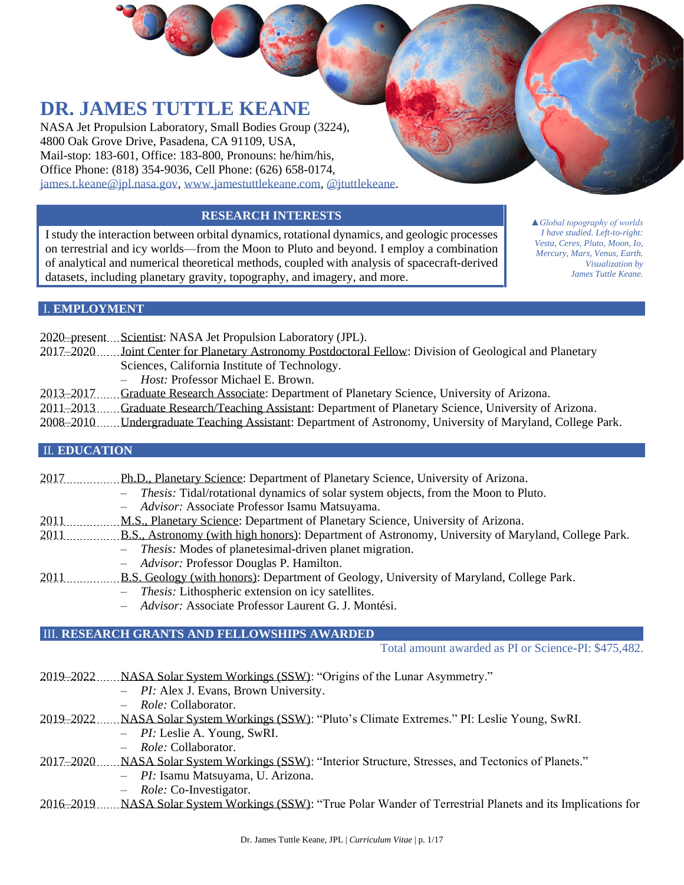# DR. JAMES TUTTLE KEANE

NASA Jet Propulsion Laboratory, Small Bodies Group (3224),
4800 Oak Grove Drive, Pasadena, CA 91109, USA,
Mail-stop: 183-601, Office: 183-800, Pronouns: he/him/his,
Office Phone: (818) 354-9036, Cell Phone: (626) 658-0174,
james.t.keane@jpl.nasa.gov, www.jamestuttlekeane.com, @jtuttlekeane.

▲*Global topography of worlds I have studied. Left-to-right: Vesta, Ceres, Pluto, Moon, Io, Mercury, Mars, Venus, Earth. Visualization by James Tuttle Keane.*

## RESEARCH INTERESTS

I study the interaction between orbital dynamics, rotational dynamics, and geologic processes on terrestrial and icy worlds—from the Moon to Pluto and beyond. I employ a combination of analytical and numerical theoretical methods, coupled with analysis of spacecraft-derived datasets, including planetary gravity, topography, and imagery, and more.

## I. EMPLOYMENT

- 2020–present: Scientist: NASA Jet Propulsion Laboratory (JPL).
- 2017–2020: Joint Center for Planetary Astronomy Postdoctoral Fellow: Division of Geological and Planetary Sciences, California Institute of Technology.
  - *Host:* Professor Michael E. Brown.
- 2013–2017: Graduate Research Associate: Department of Planetary Science, University of Arizona.
- 2011–2013: Graduate Research/Teaching Assistant: Department of Planetary Science, University of Arizona.
- 2008–2010: Undergraduate Teaching Assistant: Department of Astronomy, University of Maryland, College Park.

## II. EDUCATION

- 2017: Ph.D., Planetary Science: Department of Planetary Science, University of Arizona.
  - *Thesis:* Tidal/rotational dynamics of solar system objects, from the Moon to Pluto.
  - *Advisor:* Associate Professor Isamu Matsuyama.
- 2011: M.S., Planetary Science: Department of Planetary Science, University of Arizona.
- 2011: B.S., Astronomy (with high honors): Department of Astronomy, University of Maryland, College Park.
  - *Thesis:* Modes of planetesimal-driven planet migration.
  - *Advisor:* Professor Douglas P. Hamilton.
- 2011: B.S. Geology (with honors): Department of Geology, University of Maryland, College Park.
  - *Thesis:* Lithospheric extension on icy satellites.
  - *Advisor:* Associate Professor Laurent G. J. Montési.

## III. RESEARCH GRANTS AND FELLOWSHIPS AWARDED

Total amount awarded as PI or Science-PI: $475,482.

- 2019–2022: NASA Solar System Workings (SSW): "Origins of the Lunar Asymmetry."
  - *PI:* Alex J. Evans, Brown University.
  - *Role:* Collaborator.
- 2019–2022: NASA Solar System Workings (SSW): "Pluto's Climate Extremes." PI: Leslie Young, SwRI.
  - *PI:* Leslie A. Young, SwRI.
  - *Role:* Collaborator.
- 2017–2020: NASA Solar System Workings (SSW): "Interior Structure, Stresses, and Tectonics of Planets."
  - *PI:* Isamu Matsuyama, U. Arizona.
  - *Role:* Co-Investigator.
- 2016–2019: NASA Solar System Workings (SSW): "True Polar Wander of Terrestrial Planets and its Implications for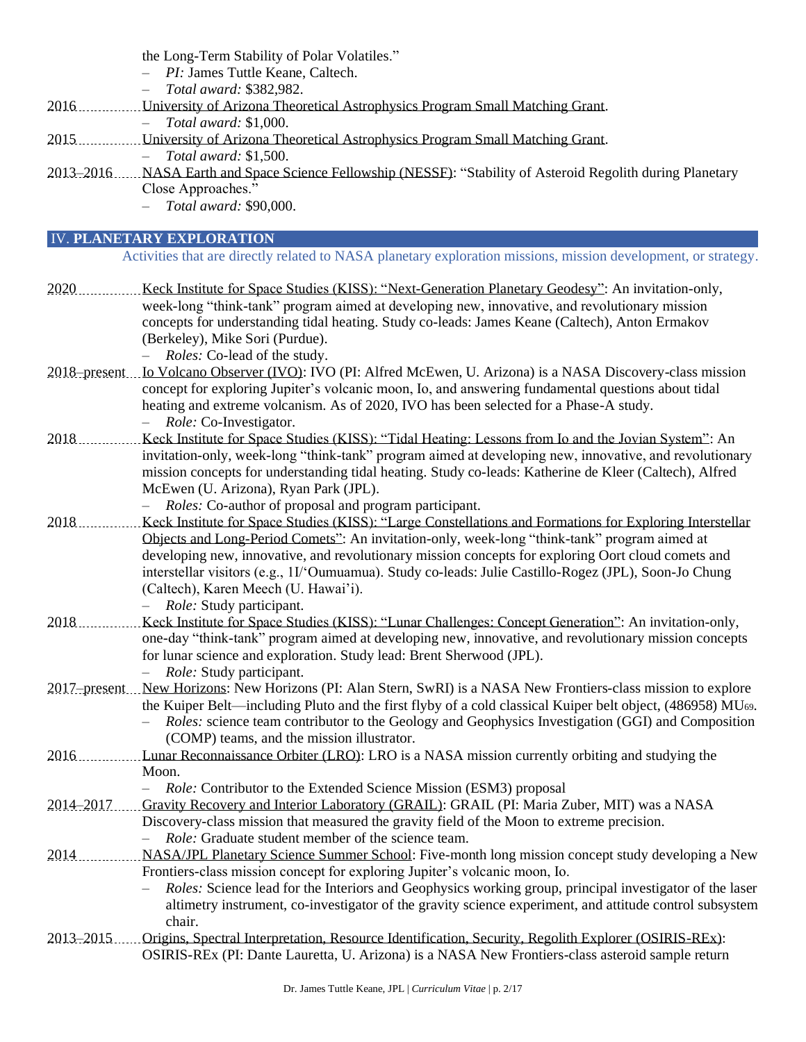the Long-Term Stability of Polar Volatiles."
- *PI:* James Tuttle Keane, Caltech.
- *Total award:* $382,982.

2016 ............... University of Arizona Theoretical Astrophysics Program Small Matching Grant.
- *Total award:* $1,000.

2015 ............... University of Arizona Theoretical Astrophysics Program Small Matching Grant.
- *Total award:* $1,500.

2013–2016 ....... NASA Earth and Space Science Fellowship (NESSF): "Stability of Asteroid Regolith during Planetary Close Approaches."
- *Total award:* $90,000.

## IV. PLANETARY EXPLORATION

Activities that are directly related to NASA planetary exploration missions, mission development, or strategy.

2020 ............... Keck Institute for Space Studies (KISS): "Next-Generation Planetary Geodesy": An invitation-only, week-long "think-tank" program aimed at developing new, innovative, and revolutionary mission concepts for understanding tidal heating. Study co-leads: James Keane (Caltech), Anton Ermakov (Berkeley), Mike Sori (Purdue).
- *Roles:* Co-lead of the study.

2018–present ... Io Volcano Observer (IVO): IVO (PI: Alfred McEwen, U. Arizona) is a NASA Discovery-class mission concept for exploring Jupiter's volcanic moon, Io, and answering fundamental questions about tidal heating and extreme volcanism. As of 2020, IVO has been selected for a Phase-A study.
- *Role:* Co-Investigator.

2018 ............... Keck Institute for Space Studies (KISS): "Tidal Heating: Lessons from Io and the Jovian System": An invitation-only, week-long "think-tank" program aimed at developing new, innovative, and revolutionary mission concepts for understanding tidal heating. Study co-leads: Katherine de Kleer (Caltech), Alfred McEwen (U. Arizona), Ryan Park (JPL).
- *Roles:* Co-author of proposal and program participant.

2018 ............... Keck Institute for Space Studies (KISS): "Large Constellations and Formations for Exploring Interstellar Objects and Long-Period Comets": An invitation-only, week-long "think-tank" program aimed at developing new, innovative, and revolutionary mission concepts for exploring Oort cloud comets and interstellar visitors (e.g., 1I/'Oumuamua). Study co-leads: Julie Castillo-Rogez (JPL), Soon-Jo Chung (Caltech), Karen Meech (U. Hawai'i).
- *Role:* Study participant.

2018 ............... Keck Institute for Space Studies (KISS): "Lunar Challenges: Concept Generation": An invitation-only, one-day "think-tank" program aimed at developing new, innovative, and revolutionary mission concepts for lunar science and exploration. Study lead: Brent Sherwood (JPL).
- *Role:* Study participant.

2017–present ... New Horizons: New Horizons (PI: Alan Stern, SwRI) is a NASA New Frontiers-class mission to explore the Kuiper Belt—including Pluto and the first flyby of a cold classical Kuiper belt object, (486958) $MU_{69}$.
- *Roles:* science team contributor to the Geology and Geophysics Investigation (GGI) and Composition (COMP) teams, and the mission illustrator.

2016 ............... Lunar Reconnaissance Orbiter (LRO): LRO is a NASA mission currently orbiting and studying the Moon.
- *Role:* Contributor to the Extended Science Mission (ESM3) proposal

2014–2017 ....... Gravity Recovery and Interior Laboratory (GRAIL): GRAIL (PI: Maria Zuber, MIT) was a NASA Discovery-class mission that measured the gravity field of the Moon to extreme precision.
- *Role:* Graduate student member of the science team.

2014 ............... NASA/JPL Planetary Science Summer School: Five-month long mission concept study developing a New Frontiers-class mission concept for exploring Jupiter's volcanic moon, Io.
- *Roles:* Science lead for the Interiors and Geophysics working group, principal investigator of the laser altimetry instrument, co-investigator of the gravity science experiment, and attitude control subsystem chair.

2013–2015 ....... Origins, Spectral Interpretation, Resource Identification, Security, Regolith Explorer (OSIRIS-REx): OSIRIS-REx (PI: Dante Lauretta, U. Arizona) is a NASA New Frontiers-class asteroid sample return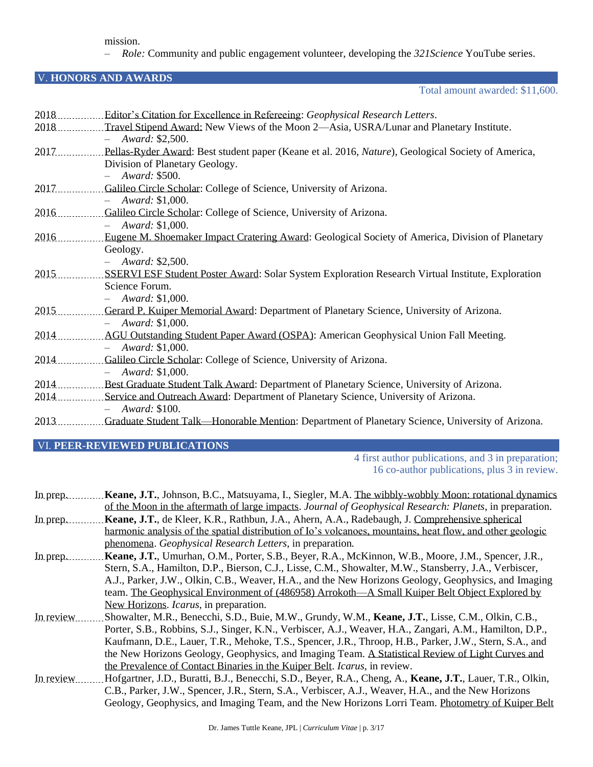mission.

- *Role:* Community and public engagement volunteer, developing the *321Science* YouTube series.

## V. HONORS AND AWARDS

Total amount awarded: $11,600.

2018 — Editor's Citation for Excellence in Refereeing: *Geophysical Research Letters*.

2018 — Travel Stipend Award: New Views of the Moon 2—Asia, USRA/Lunar and Planetary Institute.
- *Award:* $2,500.

2017 — Pellas-Ryder Award: Best student paper (Keane et al. 2016, *Nature*), Geological Society of America, Division of Planetary Geology.
- *Award:* $500.

2017 — Galileo Circle Scholar: College of Science, University of Arizona.
- *Award:* $1,000.

2016 — Galileo Circle Scholar: College of Science, University of Arizona.
- *Award:* $1,000.

2016 — Eugene M. Shoemaker Impact Cratering Award: Geological Society of America, Division of Planetary Geology.
- *Award:* $2,500.

2015 — SSERVI ESF Student Poster Award: Solar System Exploration Research Virtual Institute, Exploration Science Forum.
- *Award:* $1,000.

2015 — Gerard P. Kuiper Memorial Award: Department of Planetary Science, University of Arizona.
- *Award:* $1,000.

2014 — AGU Outstanding Student Paper Award (OSPA): American Geophysical Union Fall Meeting.
- *Award:* $1,000.

2014 — Galileo Circle Scholar: College of Science, University of Arizona.
- *Award:* $1,000.

2014 — Best Graduate Student Talk Award: Department of Planetary Science, University of Arizona.

2014 — Service and Outreach Award: Department of Planetary Science, University of Arizona.
- *Award:* $100.

2013 — Graduate Student Talk—Honorable Mention: Department of Planetary Science, University of Arizona.

## VI. PEER-REVIEWED PUBLICATIONS

4 first author publications, and 3 in preparation;
16 co-author publications, plus 3 in review.

In prep. — **Keane, J.T.**, Johnson, B.C., Matsuyama, I., Siegler, M.A. The wibbly-wobbly Moon: rotational dynamics of the Moon in the aftermath of large impacts. *Journal of Geophysical Research: Planets*, in preparation.

In prep. — **Keane, J.T.**, de Kleer, K.R., Rathbun, J.A., Ahern, A.A., Radebaugh, J. Comprehensive spherical harmonic analysis of the spatial distribution of Io's volcanoes, mountains, heat flow, and other geologic phenomena. *Geophysical Research Letters*, in preparation.

In prep. — **Keane, J.T.**, Umurhan, O.M., Porter, S.B., Beyer, R.A., McKinnon, W.B., Moore, J.M., Spencer, J.R., Stern, S.A., Hamilton, D.P., Bierson, C.J., Lisse, C.M., Showalter, M.W., Stansberry, J.A., Verbiscer, A.J., Parker, J.W., Olkin, C.B., Weaver, H.A., and the New Horizons Geology, Geophysics, and Imaging team. The Geophysical Environment of (486958) Arrokoth—A Small Kuiper Belt Object Explored by New Horizons. *Icarus*, in preparation.

In review — Showalter, M.R., Benecchi, S.D., Buie, M.W., Grundy, W.M., **Keane, J.T.**, Lisse, C.M., Olkin, C.B., Porter, S.B., Robbins, S.J., Singer, K.N., Verbiscer, A.J., Weaver, H.A., Zangari, A.M., Hamilton, D.P., Kaufmann, D.E., Lauer, T.R., Mehoke, T.S., Spencer, J.R., Throop, H.B., Parker, J.W., Stern, S.A., and the New Horizons Geology, Geophysics, and Imaging Team. A Statistical Review of Light Curves and the Prevalence of Contact Binaries in the Kuiper Belt. *Icarus*, in review.

In review — Hofgartner, J.D., Buratti, B.J., Benecchi, S.D., Beyer, R.A., Cheng, A., **Keane, J.T.**, Lauer, T.R., Olkin, C.B., Parker, J.W., Spencer, J.R., Stern, S.A., Verbiscer, A.J., Weaver, H.A., and the New Horizons Geology, Geophysics, and Imaging Team, and the New Horizons Lorri Team. Photometry of Kuiper Belt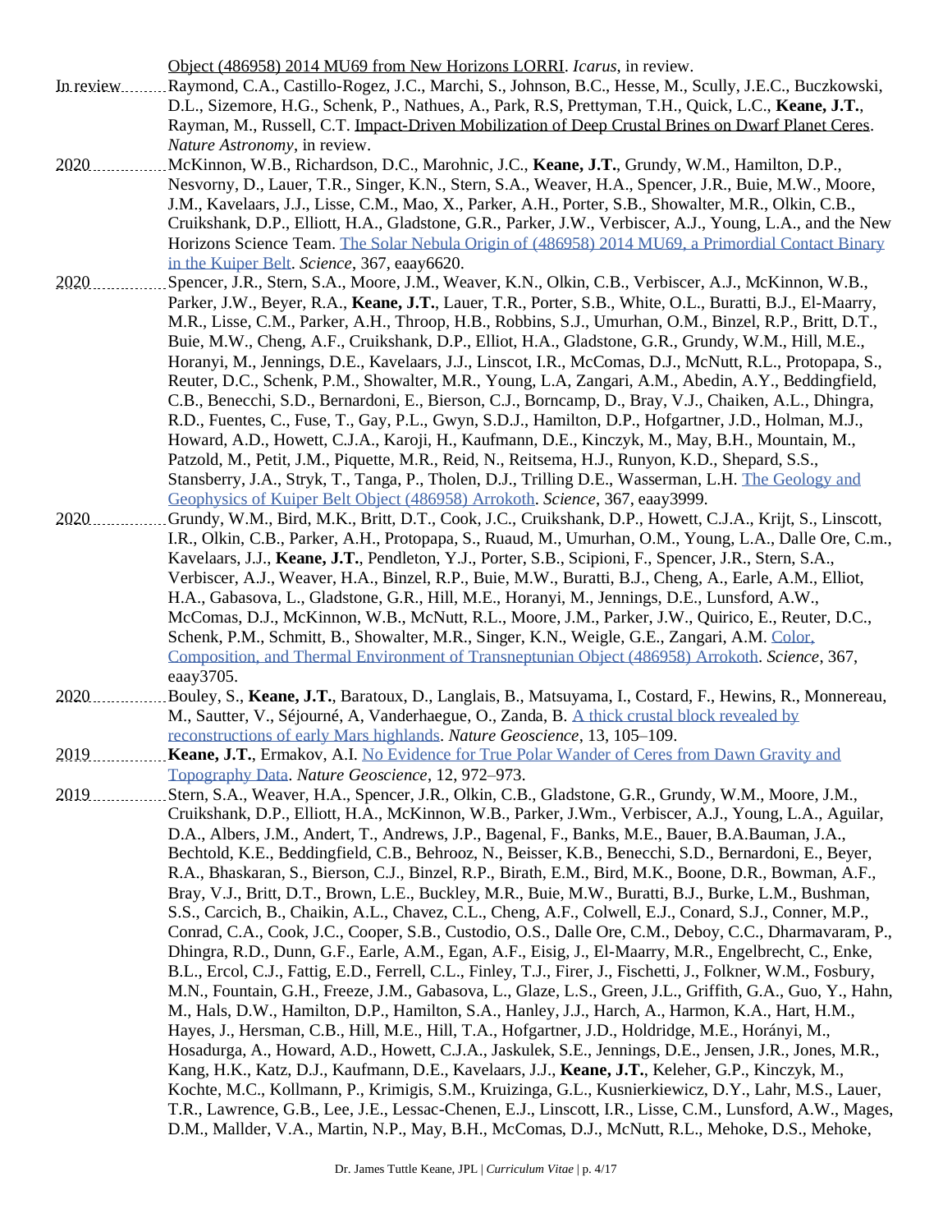Object (486958) 2014 MU69 from New Horizons LORRI. *Icarus*, in review.

In review ......... Raymond, C.A., Castillo-Rogez, J.C., Marchi, S., Johnson, B.C., Hesse, M., Scully, J.E.C., Buczkowski, D.L., Sizemore, H.G., Schenk, P., Nathues, A., Park, R.S, Prettyman, T.H., Quick, L.C., **Keane, J.T.**, Rayman, M., Russell, C.T. Impact-Driven Mobilization of Deep Crustal Brines on Dwarf Planet Ceres. *Nature Astronomy*, in review.

2020 ................ McKinnon, W.B., Richardson, D.C., Marohnic, J.C., **Keane, J.T.**, Grundy, W.M., Hamilton, D.P., Nesvorny, D., Lauer, T.R., Singer, K.N., Stern, S.A., Weaver, H.A., Spencer, J.R., Buie, M.W., Moore, J.M., Kavelaars, J.J., Lisse, C.M., Mao, X., Parker, A.H., Porter, S.B., Showalter, M.R., Olkin, C.B., Cruikshank, D.P., Elliott, H.A., Gladstone, G.R., Parker, J.W., Verbiscer, A.J., Young, L.A., and the New Horizons Science Team. The Solar Nebula Origin of (486958) 2014 MU69, a Primordial Contact Binary in the Kuiper Belt. *Science*, 367, eaay6620.

2020 ................ Spencer, J.R., Stern, S.A., Moore, J.M., Weaver, H.A., Singer, K.N., Olkin, C.B., Verbiscer, A.J., McKinnon, W.B., Parker, J.W., Beyer, R.A., **Keane, J.T.**, Lauer, T.R., Porter, S.B., White, O.L., Buratti, B.J., El-Maarry, M.R., Lisse, C.M., Parker, A.H., Throop, H.B., Robbins, S.J., Umurhan, O.M., Binzel, R.P., Britt, D.T., Buie, M.W., Cheng, A.F., Cruikshank, D.P., Elliot, H.A., Gladstone, G.R., Grundy, W.M., Hill, M.E., Horanyi, M., Jennings, D.E., Kavelaars, J.J., Linscot, I.R., McComas, D.J., McNutt, R.L., Protopapa, S., Reuter, D.C., Schenk, P.M., Showalter, M.R., Young, L.A, Zangari, A.M., Abedin, A.Y., Beddingfield, C.B., Benecchi, S.D., Bernardoni, E., Bierson, C.J., Borncamp, D., Bray, V.J., Chaiken, A.L., Dhingra, R.D., Fuentes, C., Fuse, T., Gay, P.L., Gwyn, S.D.J., Hamilton, D.P., Hofgartner, J.D., Holman, M.J., Howard, A.D., Howett, C.J.A., Karoji, H., Kaufmann, D.E., Kinczyk, M., May, B.H., Mountain, M., Patzold, M., Petit, J.M., Piquette, M.R., Reid, N., Reitsema, H.J., Runyon, K.D., Shepard, S.S., Stansberry, J.A., Stryk, T., Tanga, P., Tholen, D.J., Trilling D.E., Wasserman, L.H. The Geology and Geophysics of Kuiper Belt Object (486958) Arrokoth. *Science*, 367, eaay3999.

2020 ................ Grundy, W.M., Bird, M.K., Britt, D.T., Cook, J.C., Cruikshank, D.P., Howett, C.J.A., Krijt, S., Linscott, I.R., Olkin, C.B., Parker, A.H., Protopapa, S., Ruaud, M., Umurhan, O.M., Young, L.A., Dalle Ore, C.m., Kavelaars, J.J., **Keane, J.T.**, Pendleton, Y.J., Porter, S.B., Scipioni, F., Spencer, J.R., Stern, S.A., Verbiscer, A.J., Weaver, H.A., Binzel, R.P., Buie, M.W., Buratti, B.J., Cheng, A., Earle, A.M., Elliot, H.A., Gabasova, L., Gladstone, G.R., Hill, M.E., Horanyi, M., Jennings, D.E., Lunsford, A.W., McComas, D.J., McKinnon, W.B., McNutt, R.L., Moore, J.M., Parker, J.W., Quirico, E., Reuter, D.C., Schenk, P.M., Schmitt, B., Showalter, M.R., Singer, K.N., Weigle, G.E., Zangari, A.M. Color, Composition, and Thermal Environment of Transneptunian Object (486958) Arrokoth. *Science*, 367, eaay3705.

2020 ................ Bouley, S., **Keane, J.T.**, Baratoux, D., Langlais, B., Matsuyama, I., Costard, F., Hewins, R., Monnereau, M., Sautter, V., Séjourné, A, Vanderhaegue, O., Zanda, B. A thick crustal block revealed by reconstructions of early Mars highlands. *Nature Geoscience*, 13, 105–109.

2019 ................ **Keane, J.T.**, Ermakov, A.I. No Evidence for True Polar Wander of Ceres from Dawn Gravity and Topography Data. *Nature Geoscience*, 12, 972–973.

2019 ................ Stern, S.A., Weaver, H.A., Spencer, J.R., Olkin, C.B., Gladstone, G.R., Grundy, W.M., Moore, J.M., Cruikshank, D.P., Elliott, H.A., McKinnon, W.B., Parker, J.Wm., Verbiscer, A.J., Young, L.A., Aguilar, D.A., Albers, J.M., Andert, T., Andrews, J.P., Bagenal, F., Banks, M.E., Bauer, B.A.Bauman, J.A., Bechtold, K.E., Beddingfield, C.B., Behrooz, N., Beisser, K.B., Benecchi, S.D., Bernardoni, E., Beyer, R.A., Bhaskaran, S., Bierson, C.J., Binzel, R.P., Birath, E.M., Bird, M.K., Boone, D.R., Bowman, A.F., Bray, V.J., Britt, D.T., Brown, L.E., Buckley, M.R., Buie, M.W., Buratti, B.J., Burke, L.M., Bushman, S.S., Carcich, B., Chaikin, A.L., Chavez, C.L., Cheng, A.F., Colwell, E.J., Conard, S.J., Conner, M.P., Conrad, C.A., Cook, J.C., Cooper, S.B., Custodio, O.S., Dalle Ore, C.M., Deboy, C.C., Dharmavaram, P., Dhingra, R.D., Dunn, G.F., Earle, A.M., Egan, A.F., Eisig, J., El-Maarry, M.R., Engelbrecht, C., Enke, B.L., Ercol, C.J., Fattig, E.D., Ferrell, C.L., Finley, T.J., Firer, J., Fischetti, J., Folkner, W.M., Fosbury, M.N., Fountain, G.H., Freeze, J.M., Gabasova, L., Glaze, L.S., Green, J.L., Griffith, G.A., Guo, Y., Hahn, M., Hals, D.W., Hamilton, D.P., Hamilton, S.A., Hanley, J.J., Harch, A., Harmon, K.A., Hart, H.M., Hayes, J., Hersman, C.B., Hill, M.E., Hill, T.A., Hofgartner, J.D., Holdridge, M.E., Horányi, M., Hosadurga, A., Howard, A.D., Howett, C.J.A., Jaskulek, S.E., Jennings, D.E., Jensen, J.R., Jones, M.R., Kang, H.K., Katz, D.J., Kaufmann, D.E., Kavelaars, J.J., **Keane, J.T.**, Keleher, G.P., Kinczyk, M., Kochte, M.C., Kollmann, P., Krimigis, S.M., Kruizinga, G.L., Kusnierkiewicz, D.Y., Lahr, M.S., Lauer, T.R., Lawrence, G.B., Lee, J.E., Lessac-Chenen, E.J., Linscott, I.R., Lisse, C.M., Lunsford, A.W., Mages, D.M., Mallder, V.A., Martin, N.P., May, B.H., McComas, D.J., McNutt, R.L., Mehoke, D.S., Mehoke,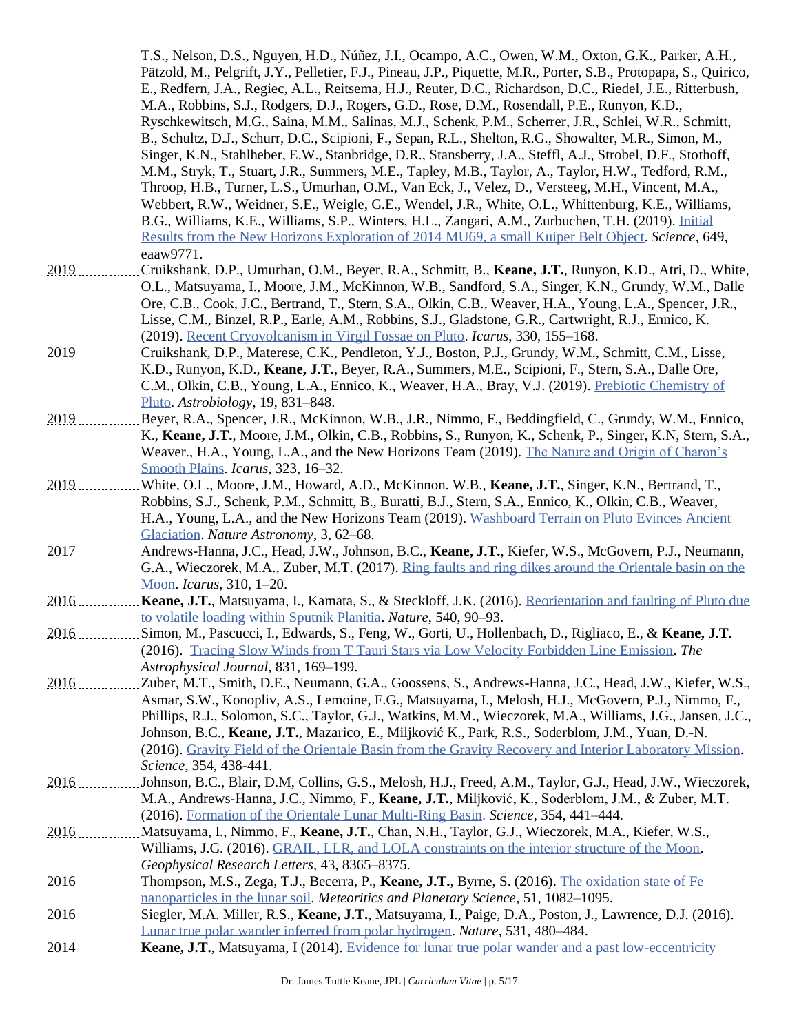T.S., Nelson, D.S., Nguyen, H.D., Núñez, J.I., Ocampo, A.C., Owen, W.M., Oxton, G.K., Parker, A.H., Pätzold, M., Pelgrift, J.Y., Pelletier, F.J., Pineau, J.P., Piquette, M.R., Porter, S.B., Protopapa, S., Quirico, E., Redfern, J.A., Regiec, A.L., Reitsema, H.J., Reuter, D.C., Richardson, D.C., Riedel, J.E., Ritterbush, M.A., Robbins, S.J., Rodgers, D.J., Rogers, G.D., Rose, D.M., Rosendall, P.E., Runyon, K.D., Ryschkewitsch, M.G., Saina, M.M., Salinas, M.J., Schenk, P.M., Scherrer, J.R., Schlei, W.R., Schmitt, B., Schultz, D.J., Schurr, D.C., Scipioni, F., Sepan, R.L., Shelton, R.G., Showalter, M.R., Simon, M., Singer, K.N., Stahlheber, E.W., Stanbridge, D.R., Stansberry, J.A., Steffl, A.J., Strobel, D.F., Stothoff, M.M., Stryk, T., Stuart, J.R., Summers, M.E., Tapley, M.B., Taylor, A., Taylor, H.W., Tedford, R.M., Throop, H.B., Turner, L.S., Umurhan, O.M., Van Eck, J., Velez, D., Versteeg, M.H., Vincent, M.A., Webbert, R.W., Weidner, S.E., Weigle, G.E., Wendel, J.R., White, O.L., Whittenburg, K.E., Williams, B.G., Williams, K.E., Williams, S.P., Winters, H.L., Zangari, A.M., Zurbuchen, T.H. (2019). Initial Results from the New Horizons Exploration of 2014 MU69, a small Kuiper Belt Object. *Science*, 649, eaaw9771.

2019 — Cruikshank, D.P., Umurhan, O.M., Beyer, R.A., Schmitt, B., **Keane, J.T.**, Runyon, K.D., Atri, D., White, O.L., Matsuyama, I., Moore, J.M., McKinnon, W.B., Sandford, S.A., Singer, K.N., Grundy, W.M., Dalle Ore, C.B., Cook, J.C., Bertrand, T., Stern, S.A., Olkin, C.B., Weaver, H.A., Young, L.A., Spencer, J.R., Lisse, C.M., Binzel, R.P., Earle, A.M., Robbins, S.J., Gladstone, G.R., Cartwright, R.J., Ennico, K. (2019). Recent Cryovolcanism in Virgil Fossae on Pluto. *Icarus*, 330, 155–168.

2019 — Cruikshank, D.P., Materese, C.K., Pendleton, Y.J., Boston, P.J., Grundy, W.M., Schmitt, C.M., Lisse, K.D., Runyon, K.D., **Keane, J.T.**, Beyer, R.A., Summers, M.E., Scipioni, F., Stern, S.A., Dalle Ore, C.M., Olkin, C.B., Young, L.A., Ennico, K., Weaver, H.A., Bray, V.J. (2019). Prebiotic Chemistry of Pluto. *Astrobiology*, 19, 831–848.

2019 — Beyer, R.A., Spencer, J.R., McKinnon, W.B., J.R., Nimmo, F., Beddingfield, C., Grundy, W.M., Ennico, K., **Keane, J.T.**, Moore, J.M., Olkin, C.B., Robbins, S., Runyon, K., Schenk, P., Singer, K.N, Stern, S.A., Weaver., H.A., Young, L.A., and the New Horizons Team (2019). The Nature and Origin of Charon's Smooth Plains. *Icarus*, 323, 16–32.

2019 — White, O.L., Moore, J.M., Howard, A.D., McKinnon. W.B., **Keane, J.T.**, Singer, K.N., Bertrand, T., Robbins, S.J., Schenk, P.M., Schmitt, B., Buratti, B.J., Stern, S.A., Ennico, K., Olkin, C.B., Weaver, H.A., Young, L.A., and the New Horizons Team (2019). Washboard Terrain on Pluto Evinces Ancient Glaciation. *Nature Astronomy*, 3, 62–68.

2017 — Andrews-Hanna, J.C., Head, J.W., Johnson, B.C., **Keane, J.T.**, Kiefer, W.S., McGovern, P.J., Neumann, G.A., Wieczorek, M.A., Zuber, M.T. (2017). Ring faults and ring dikes around the Orientale basin on the Moon. *Icarus*, 310, 1–20.

2016 — **Keane, J.T.**, Matsuyama, I., Kamata, S., & Steckloff, J.K. (2016). Reorientation and faulting of Pluto due to volatile loading within Sputnik Planitia. *Nature*, 540, 90–93.

2016 — Simon, M., Pascucci, I., Edwards, S., Feng, W., Gorti, U., Hollenbach, D., Rigliaco, E., & **Keane, J.T.** (2016). Tracing Slow Winds from T Tauri Stars via Low Velocity Forbidden Line Emission. *The Astrophysical Journal*, 831, 169–199.

2016 — Zuber, M.T., Smith, D.E., Neumann, G.A., Goossens, S., Andrews-Hanna, J.C., Head, J.W., Kiefer, W.S., Asmar, S.W., Konopliv, A.S., Lemoine, F.G., Matsuyama, I., Melosh, H.J., McGovern, P.J., Nimmo, F., Phillips, R.J., Solomon, S.C., Taylor, G.J., Watkins, M.M., Wieczorek, M.A., Williams, J.G., Jansen, J.C., Johnson, B.C., **Keane, J.T.**, Mazarico, E., Miljković K., Park, R.S., Soderblom, J.M., Yuan, D.-N. (2016). Gravity Field of the Orientale Basin from the Gravity Recovery and Interior Laboratory Mission. *Science*, 354, 438-441.

2016 — Johnson, B.C., Blair, D.M, Collins, G.S., Melosh, H.J., Freed, A.M., Taylor, G.J., Head, J.W., Wieczorek, M.A., Andrews-Hanna, J.C., Nimmo, F., **Keane, J.T.**, Miljković, K., Soderblom, J.M., & Zuber, M.T. (2016). Formation of the Orientale Lunar Multi-Ring Basin. *Science*, 354, 441–444.

2016 — Matsuyama, I., Nimmo, F., **Keane, J.T.**, Chan, N.H., Taylor, G.J., Wieczorek, M.A., Kiefer, W.S., Williams, J.G. (2016). GRAIL, LLR, and LOLA constraints on the interior structure of the Moon. *Geophysical Research Letters*, 43, 8365–8375.

2016 — Thompson, M.S., Zega, T.J., Becerra, P., **Keane, J.T.**, Byrne, S. (2016). The oxidation state of Fe nanoparticles in the lunar soil. *Meteoritics and Planetary Science*, 51, 1082–1095.

2016 — Siegler, M.A. Miller, R.S., **Keane, J.T.**, Matsuyama, I., Paige, D.A., Poston, J., Lawrence, D.J. (2016). Lunar true polar wander inferred from polar hydrogen. *Nature*, 531, 480–484.

2014 — **Keane, J.T.**, Matsuyama, I (2014). Evidence for lunar true polar wander and a past low-eccentricity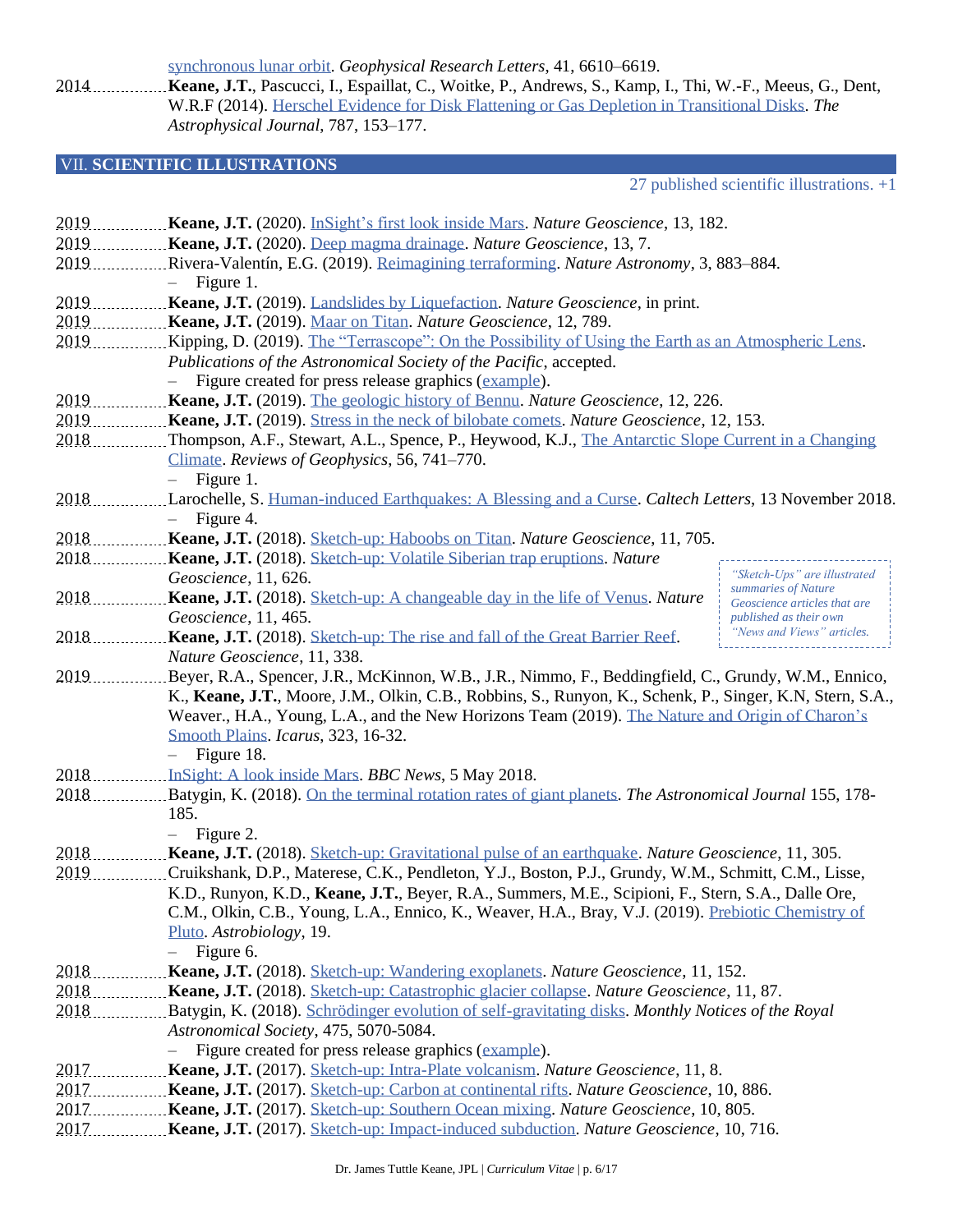synchronous lunar orbit. *Geophysical Research Letters*, 41, 6610–6619.

2014 ............ **Keane, J.T.**, Pascucci, I., Espaillat, C., Woitke, P., Andrews, S., Kamp, I., Thi, W.-F., Meeus, G., Dent, W.R.F (2014). Herschel Evidence for Disk Flattening or Gas Depletion in Transitional Disks. *The Astrophysical Journal*, 787, 153–177.

## VII. SCIENTIFIC ILLUSTRATIONS

27 published scientific illustrations. +1

2019 ............ **Keane, J.T.** (2020). InSight's first look inside Mars. *Nature Geoscience*, 13, 182.

2019 ............ **Keane, J.T.** (2020). Deep magma drainage. *Nature Geoscience*, 13, 7.

2019 ............ Rivera-Valentín, E.G. (2019). Reimagining terraforming. *Nature Astronomy*, 3, 883–884.
- Figure 1.

2019 ............ **Keane, J.T.** (2019). Landslides by Liquefaction. *Nature Geoscience*, in print.

2019 ............ **Keane, J.T.** (2019). Maar on Titan. *Nature Geoscience*, 12, 789.

2019 ............ Kipping, D. (2019). The "Terrascope": On the Possibility of Using the Earth as an Atmospheric Lens. *Publications of the Astronomical Society of the Pacific*, accepted.
- Figure created for press release graphics (example).

2019 ............ **Keane, J.T.** (2019). The geologic history of Bennu. *Nature Geoscience*, 12, 226.

2019 ............ **Keane, J.T.** (2019). Stress in the neck of bilobate comets. *Nature Geoscience*, 12, 153.

2018 ............ Thompson, A.F., Stewart, A.L., Spence, P., Heywood, K.J., The Antarctic Slope Current in a Changing Climate. *Reviews of Geophysics*, 56, 741–770.
- Figure 1.

2018 ............ Larochelle, S. Human-induced Earthquakes: A Blessing and a Curse. *Caltech Letters*, 13 November 2018.
- Figure 4.

2018 ............ **Keane, J.T.** (2018). Sketch-up: Haboobs on Titan. *Nature Geoscience*, 11, 705.

2018 ............ **Keane, J.T.** (2018). Sketch-up: Volatile Siberian trap eruptions. *Nature Geoscience*, 11, 626.

2018 ............ **Keane, J.T.** (2018). Sketch-up: A changeable day in the life of Venus. *Nature Geoscience*, 11, 465.

2018 ............ **Keane, J.T.** (2018). Sketch-up: The rise and fall of the Great Barrier Reef. *Nature Geoscience*, 11, 338.

*"Sketch-Ups" are illustrated summaries of Nature Geoscience articles that are published as their own "News and Views" articles.*

2019 ............ Beyer, R.A., Spencer, J.R., McKinnon, W.B., J.R., Nimmo, F., Beddingfield, C., Grundy, W.M., Ennico, K., **Keane, J.T.**, Moore, J.M., Olkin, C.B., Robbins, S., Runyon, K., Schenk, P., Singer, K.N, Stern, S.A., Weaver., H.A., Young, L.A., and the New Horizons Team (2019). The Nature and Origin of Charon's Smooth Plains. *Icarus*, 323, 16-32.
- Figure 18.

2018 ............ InSight: A look inside Mars. *BBC News*, 5 May 2018.

2018 ............ Batygin, K. (2018). On the terminal rotation rates of giant planets. *The Astronomical Journal* 155, 178-185.
- Figure 2.

2018 ............ **Keane, J.T.** (2018). Sketch-up: Gravitational pulse of an earthquake. *Nature Geoscience*, 11, 305.

2019 ............ Cruikshank, D.P., Materese, C.K., Pendleton, Y.J., Boston, P.J., Grundy, W.M., Schmitt, C.M., Lisse, K.D., Runyon, K.D., **Keane, J.T.**, Beyer, R.A., Summers, M.E., Scipioni, F., Stern, S.A., Dalle Ore, C.M., Olkin, C.B., Young, L.A., Ennico, K., Weaver, H.A., Bray, V.J. (2019). Prebiotic Chemistry of Pluto. *Astrobiology*, 19.
- Figure 6.

2018 ............ **Keane, J.T.** (2018). Sketch-up: Wandering exoplanets. *Nature Geoscience*, 11, 152.

2018 ............ **Keane, J.T.** (2018). Sketch-up: Catastrophic glacier collapse. *Nature Geoscience*, 11, 87.

2018 ............ Batygin, K. (2018). Schrödinger evolution of self-gravitating disks. *Monthly Notices of the Royal Astronomical Society*, 475, 5070-5084.
- Figure created for press release graphics (example).

2017 ............ **Keane, J.T.** (2017). Sketch-up: Intra-Plate volcanism. *Nature Geoscience*, 11, 8.

2017 ............ **Keane, J.T.** (2017). Sketch-up: Carbon at continental rifts. *Nature Geoscience*, 10, 886.

2017 ............ **Keane, J.T.** (2017). Sketch-up: Southern Ocean mixing. *Nature Geoscience*, 10, 805.

2017 ............ **Keane, J.T.** (2017). Sketch-up: Impact-induced subduction. *Nature Geoscience*, 10, 716.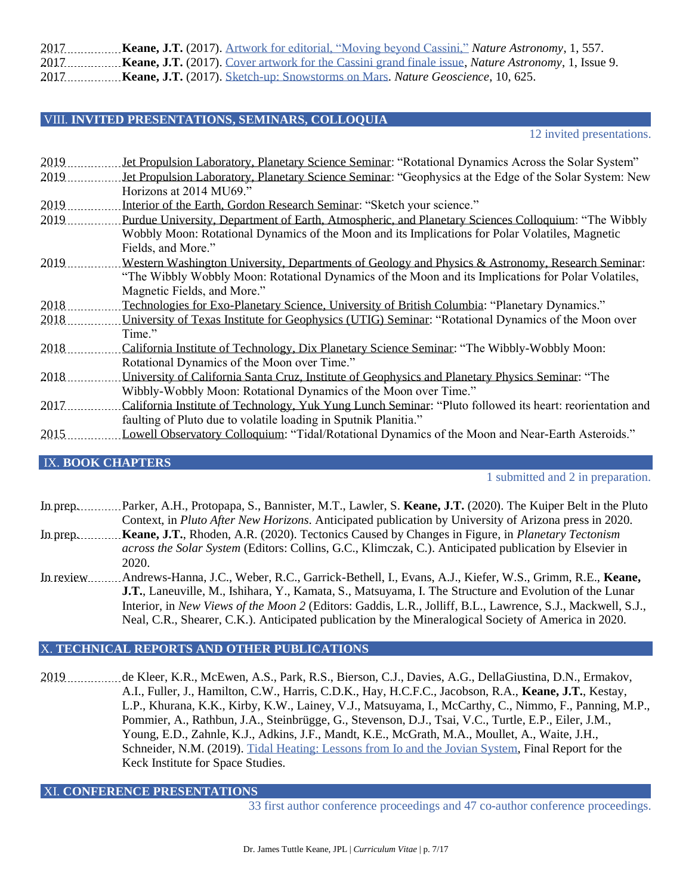2017 **Keane, J.T.** (2017). Artwork for editorial, "Moving beyond Cassini," *Nature Astronomy*, 1, 557.
2017 **Keane, J.T.** (2017). Cover artwork for the Cassini grand finale issue, *Nature Astronomy*, 1, Issue 9.
2017 **Keane, J.T.** (2017). Sketch-up: Snowstorms on Mars. *Nature Geoscience*, 10, 625.

## VIII. INVITED PRESENTATIONS, SEMINARS, COLLOQUIA

12 invited presentations.

2019 Jet Propulsion Laboratory, Planetary Science Seminar: "Rotational Dynamics Across the Solar System"
2019 Jet Propulsion Laboratory, Planetary Science Seminar: "Geophysics at the Edge of the Solar System: New Horizons at 2014 MU69."
2019 Interior of the Earth, Gordon Research Seminar: "Sketch your science."
2019 Purdue University, Department of Earth, Atmospheric, and Planetary Sciences Colloquium: "The Wibbly Wobbly Moon: Rotational Dynamics of the Moon and its Implications for Polar Volatiles, Magnetic Fields, and More."
2019 Western Washington University, Departments of Geology and Physics & Astronomy, Research Seminar: "The Wibbly Wobbly Moon: Rotational Dynamics of the Moon and its Implications for Polar Volatiles, Magnetic Fields, and More."
2018 Technologies for Exo-Planetary Science, University of British Columbia: "Planetary Dynamics."
2018 University of Texas Institute for Geophysics (UTIG) Seminar: "Rotational Dynamics of the Moon over Time."
2018 California Institute of Technology, Dix Planetary Science Seminar: "The Wibbly-Wobbly Moon: Rotational Dynamics of the Moon over Time."
2018 University of California Santa Cruz, Institute of Geophysics and Planetary Physics Seminar: "The Wibbly-Wobbly Moon: Rotational Dynamics of the Moon over Time."
2017 California Institute of Technology, Yuk Yung Lunch Seminar: "Pluto followed its heart: reorientation and faulting of Pluto due to volatile loading in Sputnik Planitia."
2015 Lowell Observatory Colloquium: "Tidal/Rotational Dynamics of the Moon and Near-Earth Asteroids."

## IX. BOOK CHAPTERS

1 submitted and 2 in preparation.

In prep. Parker, A.H., Protopapa, S., Bannister, M.T., Lawler, S. **Keane, J.T.** (2020). The Kuiper Belt in the Pluto Context, in *Pluto After New Horizons*. Anticipated publication by University of Arizona press in 2020.
In prep. **Keane, J.T.**, Rhoden, A.R. (2020). Tectonics Caused by Changes in Figure, in *Planetary Tectonism across the Solar System* (Editors: Collins, G.C., Klimczak, C.). Anticipated publication by Elsevier in 2020.
In review Andrews-Hanna, J.C., Weber, R.C., Garrick-Bethell, I., Evans, A.J., Kiefer, W.S., Grimm, R.E., **Keane, J.T.**, Laneuville, M., Ishihara, Y., Kamata, S., Matsuyama, I. The Structure and Evolution of the Lunar Interior, in *New Views of the Moon 2* (Editors: Gaddis, L.R., Jolliff, B.L., Lawrence, S.J., Mackwell, S.J., Neal, C.R., Shearer, C.K.). Anticipated publication by the Mineralogical Society of America in 2020.

## X. TECHNICAL REPORTS AND OTHER PUBLICATIONS

2019 de Kleer, K.R., McEwen, A.S., Park, R.S., Bierson, C.J., Davies, A.G., DellaGiustina, D.N., Ermakov, A.I., Fuller, J., Hamilton, C.W., Harris, C.D.K., Hay, H.C.F.C., Jacobson, R.A., **Keane, J.T.**, Kestay, L.P., Khurana, K.K., Kirby, K.W., Lainey, V.J., Matsuyama, I., McCarthy, C., Nimmo, F., Panning, M.P., Pommier, A., Rathbun, J.A., Steinbrügge, G., Stevenson, D.J., Tsai, V.C., Turtle, E.P., Eiler, J.M., Young, E.D., Zahnle, K.J., Adkins, J.F., Mandt, K.E., McGrath, M.A., Moullet, A., Waite, J.H., Schneider, N.M. (2019). Tidal Heating: Lessons from Io and the Jovian System, Final Report for the Keck Institute for Space Studies.

## XI. CONFERENCE PRESENTATIONS

33 first author conference proceedings and 47 co-author conference proceedings.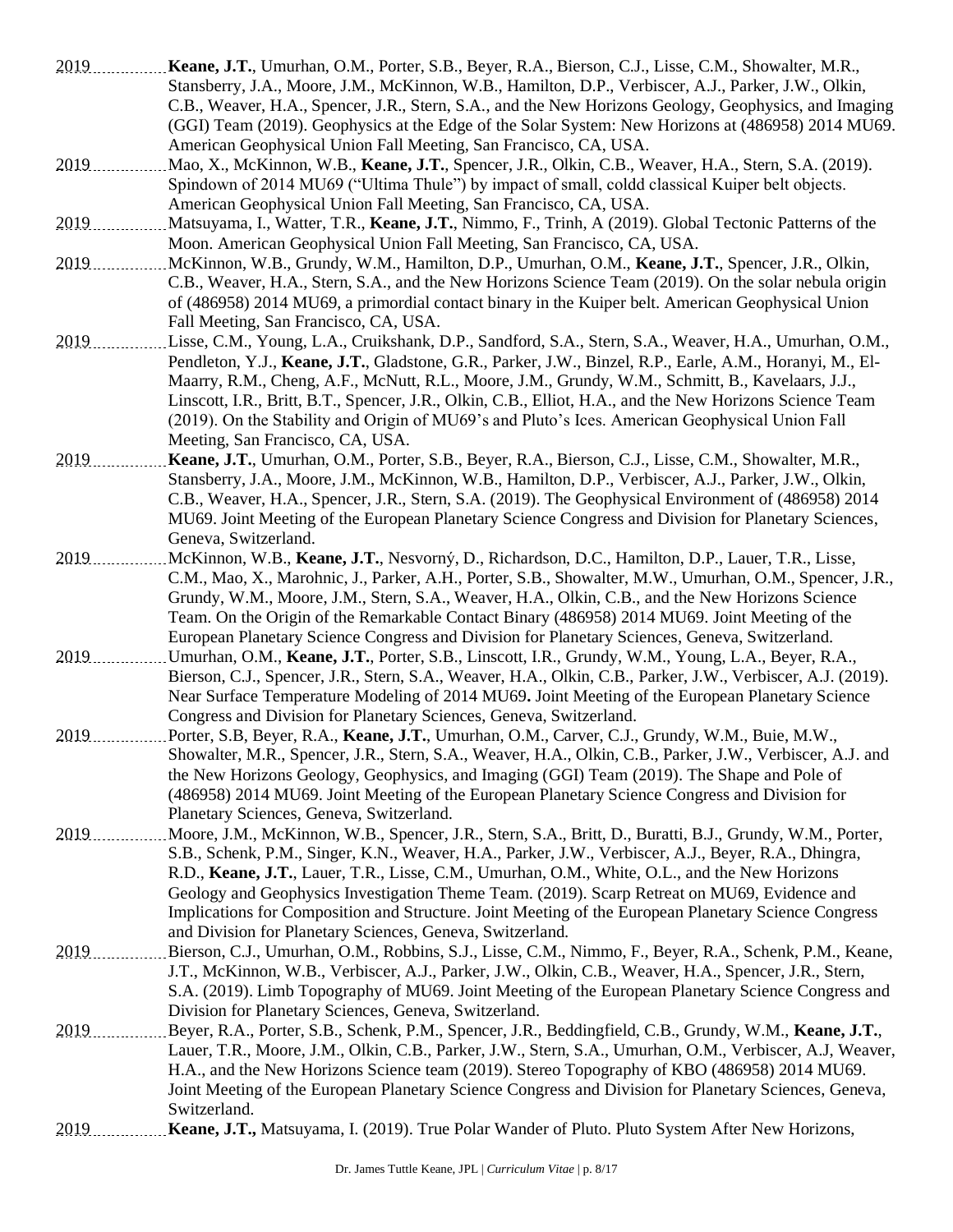2019 **Keane, J.T.**, Umurhan, O.M., Porter, S.B., Beyer, R.A., Bierson, C.J., Lisse, C.M., Showalter, M.R., Stansberry, J.A., Moore, J.M., McKinnon, W.B., Hamilton, D.P., Verbiscer, A.J., Parker, J.W., Olkin, C.B., Weaver, H.A., Spencer, J.R., Stern, S.A., and the New Horizons Geology, Geophysics, and Imaging (GGI) Team (2019). Geophysics at the Edge of the Solar System: New Horizons at (486958) 2014 MU69. American Geophysical Union Fall Meeting, San Francisco, CA, USA.

2019 Mao, X., McKinnon, W.B., **Keane, J.T.**, Spencer, J.R., Olkin, C.B., Weaver, H.A., Stern, S.A. (2019). Spindown of 2014 MU69 ("Ultima Thule") by impact of small, coldd classical Kuiper belt objects. American Geophysical Union Fall Meeting, San Francisco, CA, USA.

2019 Matsuyama, I., Watter, T.R., **Keane, J.T.**, Nimmo, F., Trinh, A (2019). Global Tectonic Patterns of the Moon. American Geophysical Union Fall Meeting, San Francisco, CA, USA.

2019 McKinnon, W.B., Grundy, W.M., Hamilton, D.P., Umurhan, O.M., **Keane, J.T.**, Spencer, J.R., Olkin, C.B., Weaver, H.A., Stern, S.A., and the New Horizons Science Team (2019). On the solar nebula origin of (486958) 2014 MU69, a primordial contact binary in the Kuiper belt. American Geophysical Union Fall Meeting, San Francisco, CA, USA.

2019 Lisse, C.M., Young, L.A., Cruikshank, D.P., Sandford, S.A., Stern, S.A., Weaver, H.A., Umurhan, O.M., Pendleton, Y.J., **Keane, J.T.**, Gladstone, G.R., Parker, J.W., Binzel, R.P., Earle, A.M., Horanyi, M., El-Maarry, R.M., Cheng, A.F., McNutt, R.L., Moore, J.M., Grundy, W.M., Schmitt, B., Kavelaars, J.J., Linscott, I.R., Britt, B.T., Spencer, J.R., Olkin, C.B., Elliot, H.A., and the New Horizons Science Team (2019). On the Stability and Origin of MU69's and Pluto's Ices. American Geophysical Union Fall Meeting, San Francisco, CA, USA.

2019 **Keane, J.T.**, Umurhan, O.M., Porter, S.B., Beyer, R.A., Bierson, C.J., Lisse, C.M., Showalter, M.R., Stansberry, J.A., Moore, J.M., McKinnon, W.B., Hamilton, D.P., Verbiscer, A.J., Parker, J.W., Olkin, C.B., Weaver, H.A., Spencer, J.R., Stern, S.A. (2019). The Geophysical Environment of (486958) 2014 MU69. Joint Meeting of the European Planetary Science Congress and Division for Planetary Sciences, Geneva, Switzerland.

2019 McKinnon, W.B., **Keane, J.T.**, Nesvorný, D., Richardson, D.C., Hamilton, D.P., Lauer, T.R., Lisse, C.M., Mao, X., Marohnic, J., Parker, A.H., Porter, S.B., Showalter, M.W., Umurhan, O.M., Spencer, J.R., Grundy, W.M., Moore, J.M., Stern, S.A., Weaver, H.A., Olkin, C.B., and the New Horizons Science Team. On the Origin of the Remarkable Contact Binary (486958) 2014 MU69. Joint Meeting of the European Planetary Science Congress and Division for Planetary Sciences, Geneva, Switzerland.

2019 Umurhan, O.M., **Keane, J.T.**, Porter, S.B., Linscott, I.R., Grundy, W.M., Young, L.A., Beyer, R.A., Bierson, C.J., Spencer, J.R., Stern, S.A., Weaver, H.A., Olkin, C.B., Parker, J.W., Verbiscer, A.J. (2019). Near Surface Temperature Modeling of 2014 MU69**.** Joint Meeting of the European Planetary Science Congress and Division for Planetary Sciences, Geneva, Switzerland.

2019 Porter, S.B, Beyer, R.A., **Keane, J.T.**, Umurhan, O.M., Carver, C.J., Grundy, W.M., Buie, M.W., Showalter, M.R., Spencer, J.R., Stern, S.A., Weaver, H.A., Olkin, C.B., Parker, J.W., Verbiscer, A.J. and the New Horizons Geology, Geophysics, and Imaging (GGI) Team (2019). The Shape and Pole of (486958) 2014 MU69. Joint Meeting of the European Planetary Science Congress and Division for Planetary Sciences, Geneva, Switzerland.

2019 Moore, J.M., McKinnon, W.B., Spencer, J.R., Stern, S.A., Britt, D., Buratti, B.J., Grundy, W.M., Porter, S.B., Schenk, P.M., Singer, K.N., Weaver, H.A., Parker, J.W., Verbiscer, A.J., Beyer, R.A., Dhingra, R.D., **Keane, J.T.**, Lauer, T.R., Lisse, C.M., Umurhan, O.M., White, O.L., and the New Horizons Geology and Geophysics Investigation Theme Team. (2019). Scarp Retreat on MU69, Evidence and Implications for Composition and Structure. Joint Meeting of the European Planetary Science Congress and Division for Planetary Sciences, Geneva, Switzerland.

2019 Bierson, C.J., Umurhan, O.M., Robbins, S.J., Lisse, C.M., Nimmo, F., Beyer, R.A., Schenk, P.M., Keane, J.T., McKinnon, W.B., Verbiscer, A.J., Parker, J.W., Olkin, C.B., Weaver, H.A., Spencer, J.R., Stern, S.A. (2019). Limb Topography of MU69. Joint Meeting of the European Planetary Science Congress and Division for Planetary Sciences, Geneva, Switzerland.

2019 Beyer, R.A., Porter, S.B., Schenk, P.M., Spencer, J.R., Beddingfield, C.B., Grundy, W.M., **Keane, J.T.**, Lauer, T.R., Moore, J.M., Olkin, C.B., Parker, J.W., Stern, S.A., Umurhan, O.M., Verbiscer, A.J, Weaver, H.A., and the New Horizons Science team (2019). Stereo Topography of KBO (486958) 2014 MU69. Joint Meeting of the European Planetary Science Congress and Division for Planetary Sciences, Geneva, Switzerland.

2019 **Keane, J.T.,** Matsuyama, I. (2019). True Polar Wander of Pluto. Pluto System After New Horizons,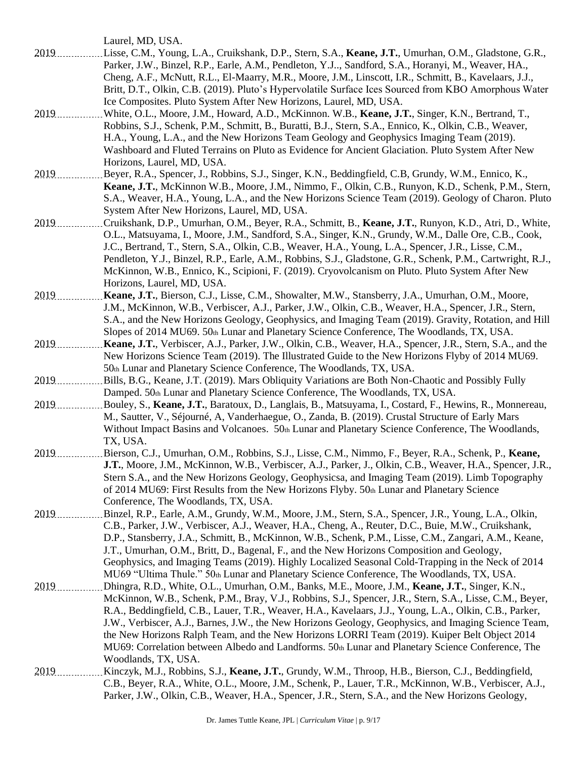Laurel, MD, USA.

2019 ................ Lisse, C.M., Young, L.A., Cruikshank, D.P., Stern, S.A., **Keane, J.T.**, Umurhan, O.M., Gladstone, G.R., Parker, J.W., Binzel, R.P., Earle, A.M., Pendleton, Y.J.., Sandford, S.A., Horanyi, M., Weaver, HA., Cheng, A.F., McNutt, R.L., El-Maarry, M.R., Moore, J.M., Linscott, I.R., Schmitt, B., Kavelaars, J.J., Britt, D.T., Olkin, C.B. (2019). Pluto's Hypervolatile Surface Ices Sourced from KBO Amorphous Water Ice Composites. Pluto System After New Horizons, Laurel, MD, USA.

2019 ................ White, O.L., Moore, J.M., Howard, A.D., McKinnon. W.B., **Keane, J.T.**, Singer, K.N., Bertrand, T., Robbins, S.J., Schenk, P.M., Schmitt, B., Buratti, B.J., Stern, S.A., Ennico, K., Olkin, C.B., Weaver, H.A., Young, L.A., and the New Horizons Team Geology and Geophysics Imaging Team (2019). Washboard and Fluted Terrains on Pluto as Evidence for Ancient Glaciation. Pluto System After New Horizons, Laurel, MD, USA.

2019 ................ Beyer, R.A., Spencer, J., Robbins, S.J., Singer, K.N., Beddingfield, C.B, Grundy, W.M., Ennico, K., **Keane, J.T.**, McKinnon W.B., Moore, J.M., Nimmo, F., Olkin, C.B., Runyon, K.D., Schenk, P.M., Stern, S.A., Weaver, H.A., Young, L.A., and the New Horizons Science Team (2019). Geology of Charon. Pluto System After New Horizons, Laurel, MD, USA.

2019 ................ Cruikshank, D.P., Umurhan, O.M., Beyer, R.A., Schmitt, B., **Keane, J.T.**, Runyon, K.D., Atri, D., White, O.L., Matsuyama, I., Moore, J.M., Sandford, S.A., Singer, K.N., Grundy, W.M., Dalle Ore, C.B., Cook, J.C., Bertrand, T., Stern, S.A., Olkin, C.B., Weaver, H.A., Young, L.A., Spencer, J.R., Lisse, C.M., Pendleton, Y.J., Binzel, R.P., Earle, A.M., Robbins, S.J., Gladstone, G.R., Schenk, P.M., Cartwright, R.J., McKinnon, W.B., Ennico, K., Scipioni, F. (2019). Cryovolcanism on Pluto. Pluto System After New Horizons, Laurel, MD, USA.

2019 ................ **Keane, J.T.**, Bierson, C.J., Lisse, C.M., Showalter, M.W., Stansberry, J.A., Umurhan, O.M., Moore, J.M., McKinnon, W.B., Verbiscer, A.J., Parker, J.W., Olkin, C.B., Weaver, H.A., Spencer, J.R., Stern, S.A., and the New Horizons Geology, Geophysics, and Imaging Team (2019). Gravity, Rotation, and Hill Slopes of 2014 MU69. 50th Lunar and Planetary Science Conference, The Woodlands, TX, USA.

2019 ................ **Keane, J.T.**, Verbiscer, A.J., Parker, J.W., Olkin, C.B., Weaver, H.A., Spencer, J.R., Stern, S.A., and the New Horizons Science Team (2019). The Illustrated Guide to the New Horizons Flyby of 2014 MU69. 50th Lunar and Planetary Science Conference, The Woodlands, TX, USA.

2019 ................ Bills, B.G., Keane, J.T. (2019). Mars Obliquity Variations are Both Non-Chaotic and Possibly Fully Damped. 50th Lunar and Planetary Science Conference, The Woodlands, TX, USA.

2019 ................ Bouley, S., **Keane, J.T.**, Baratoux, D., Langlais, B., Matsuyama, I., Costard, F., Hewins, R., Monnereau, M., Sautter, V., Séjourné, A, Vanderhaegue, O., Zanda, B. (2019). Crustal Structure of Early Mars Without Impact Basins and Volcanoes. 50th Lunar and Planetary Science Conference, The Woodlands, TX, USA.

2019 ................ Bierson, C.J., Umurhan, O.M., Robbins, S.J., Lisse, C.M., Nimmo, F., Beyer, R.A., Schenk, P., **Keane, J.T.**, Moore, J.M., McKinnon, W.B., Verbiscer, A.J., Parker, J., Olkin, C.B., Weaver, H.A., Spencer, J.R., Stern S.A., and the New Horizons Geology, Geophysicsa, and Imaging Team (2019). Limb Topography of 2014 MU69: First Results from the New Horizons Flyby. 50th Lunar and Planetary Science Conference, The Woodlands, TX, USA.

2019 ................ Binzel, R.P., Earle, A.M., Grundy, W.M., Moore, J.M., Stern, S.A., Spencer, J.R., Young, L.A., Olkin, C.B., Parker, J.W., Verbiscer, A.J., Weaver, H.A., Cheng, A., Reuter, D.C., Buie, M.W., Cruikshank, D.P., Stansberry, J.A., Schmitt, B., McKinnon, W.B., Schenk, P.M., Lisse, C.M., Zangari, A.M., Keane, J.T., Umurhan, O.M., Britt, D., Bagenal, F., and the New Horizons Composition and Geology, Geophysics, and Imaging Teams (2019). Highly Localized Seasonal Cold-Trapping in the Neck of 2014 MU69 "Ultima Thule." 50th Lunar and Planetary Science Conference, The Woodlands, TX, USA.

2019 ................ Dhingra, R.D., White, O.L., Umurhan, O.M., Banks, M.E., Moore, J.M., **Keane, J.T.**, Singer, K.N., McKinnon, W.B., Schenk, P.M., Bray, V.J., Robbins, S.J., Spencer, J.R., Stern, S.A., Lisse, C.M., Beyer, R.A., Beddingfield, C.B., Lauer, T.R., Weaver, H.A., Kavelaars, J.J., Young, L.A., Olkin, C.B., Parker, J.W., Verbiscer, A.J., Barnes, J.W., the New Horizons Geology, Geophysics, and Imaging Science Team, the New Horizons Ralph Team, and the New Horizons LORRI Team (2019). Kuiper Belt Object 2014 MU69: Correlation between Albedo and Landforms. 50th Lunar and Planetary Science Conference, The Woodlands, TX, USA.

2019 ................ Kinczyk, M.J., Robbins, S.J., **Keane, J.T.**, Grundy, W.M., Throop, H.B., Bierson, C.J., Beddingfield, C.B., Beyer, R.A., White, O.L., Moore, J.M., Schenk, P., Lauer, T.R., McKinnon, W.B., Verbiscer, A.J., Parker, J.W., Olkin, C.B., Weaver, H.A., Spencer, J.R., Stern, S.A., and the New Horizons Geology,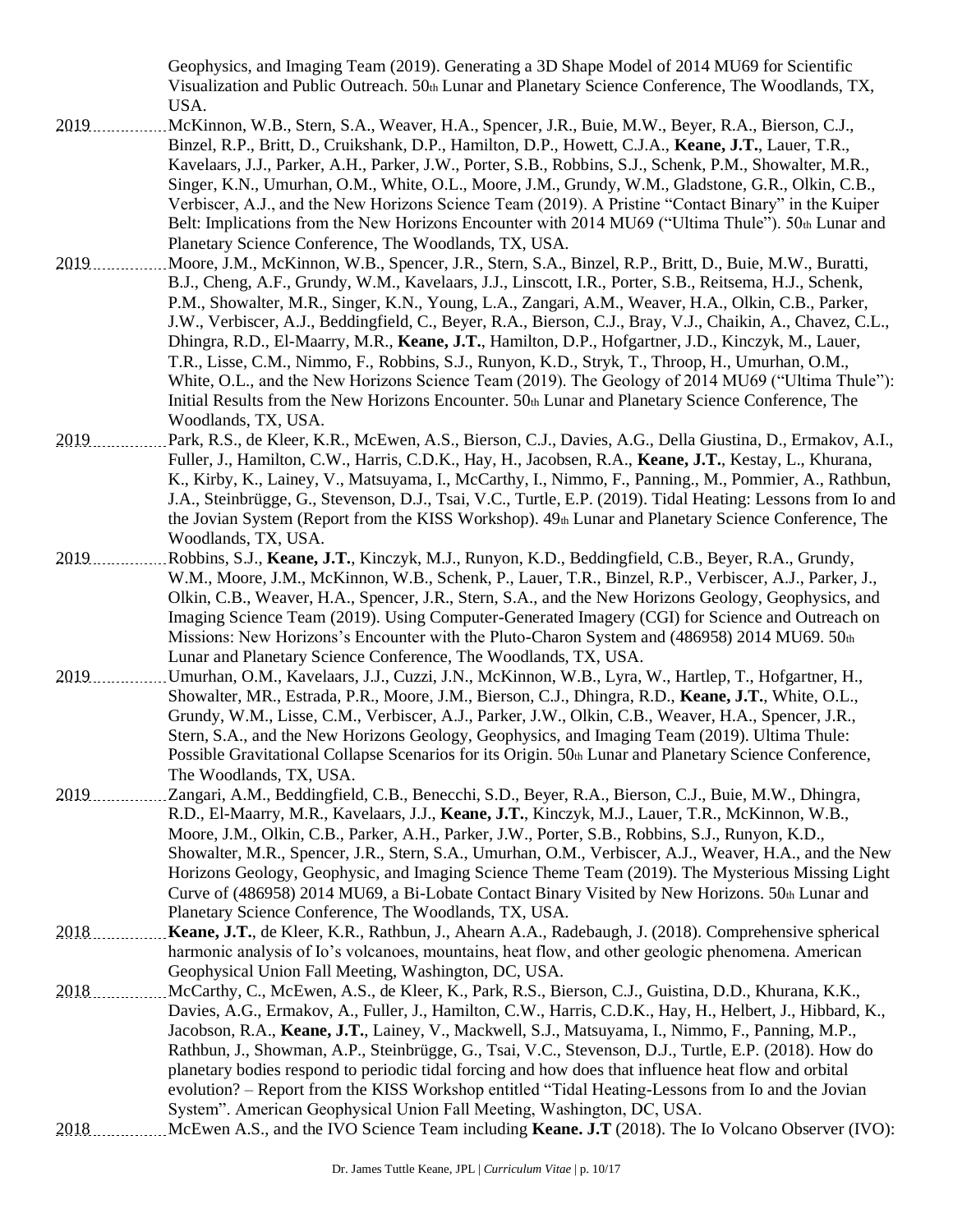Geophysics, and Imaging Team (2019). Generating a 3D Shape Model of 2014 MU69 for Scientific Visualization and Public Outreach. 50th Lunar and Planetary Science Conference, The Woodlands, TX, USA.

2019 McKinnon, W.B., Stern, S.A., Weaver, H.A., Spencer, J.R., Buie, M.W., Beyer, R.A., Bierson, C.J., Binzel, R.P., Britt, D., Cruikshank, D.P., Hamilton, D.P., Howett, C.J.A., **Keane, J.T.**, Lauer, T.R., Kavelaars, J.J., Parker, A.H., Parker, J.W., Porter, S.B., Robbins, S.J., Schenk, P.M., Showalter, M.R., Singer, K.N., Umurhan, O.M., White, O.L., Moore, J.M., Grundy, W.M., Gladstone, G.R., Olkin, C.B., Verbiscer, A.J., and the New Horizons Science Team (2019). A Pristine "Contact Binary" in the Kuiper Belt: Implications from the New Horizons Encounter with 2014 MU69 ("Ultima Thule"). 50th Lunar and Planetary Science Conference, The Woodlands, TX, USA.

2019 Moore, J.M., McKinnon, W.B., Spencer, J.R., Stern, S.A., Binzel, R.P., Britt, D., Buie, M.W., Buratti, B.J., Cheng, A.F., Grundy, W.M., Kavelaars, J.J., Linscott, I.R., Porter, S.B., Reitsema, H.J., Schenk, P.M., Showalter, M.R., Singer, K.N., Young, L.A., Zangari, A.M., Weaver, H.A., Olkin, C.B., Parker, J.W., Verbiscer, A.J., Beddingfield, C., Beyer, R.A., Bierson, C.J., Bray, V.J., Chaikin, A., Chavez, C.L., Dhingra, R.D., El-Maarry, M.R., **Keane, J.T.**, Hamilton, D.P., Hofgartner, J.D., Kinczyk, M., Lauer, T.R., Lisse, C.M., Nimmo, F., Robbins, S.J., Runyon, K.D., Stryk, T., Throop, H., Umurhan, O.M., White, O.L., and the New Horizons Science Team (2019). The Geology of 2014 MU69 ("Ultima Thule"): Initial Results from the New Horizons Encounter. 50th Lunar and Planetary Science Conference, The Woodlands, TX, USA.

2019 Park, R.S., de Kleer, K.R., McEwen, A.S., Bierson, C.J., Davies, A.G., Della Giustina, D., Ermakov, A.I., Fuller, J., Hamilton, C.W., Harris, C.D.K., Hay, H., Jacobsen, R.A., **Keane, J.T.**, Kestay, L., Khurana, K., Kirby, K., Lainey, V., Matsuyama, I., McCarthy, I., Nimmo, F., Panning., M., Pommier, A., Rathbun, J.A., Steinbrügge, G., Stevenson, D.J., Tsai, V.C., Turtle, E.P. (2019). Tidal Heating: Lessons from Io and the Jovian System (Report from the KISS Workshop). 49th Lunar and Planetary Science Conference, The Woodlands, TX, USA.

2019 Robbins, S.J., **Keane, J.T.**, Kinczyk, M.J., Runyon, K.D., Beddingfield, C.B., Beyer, R.A., Grundy, W.M., Moore, J.M., McKinnon, W.B., Schenk, P., Lauer, T.R., Binzel, R.P., Verbiscer, A.J., Parker, J., Olkin, C.B., Weaver, H.A., Spencer, J.R., Stern, S.A., and the New Horizons Geology, Geophysics, and Imaging Science Team (2019). Using Computer-Generated Imagery (CGI) for Science and Outreach on Missions: New Horizons's Encounter with the Pluto-Charon System and (486958) 2014 MU69. 50th Lunar and Planetary Science Conference, The Woodlands, TX, USA.

2019 Umurhan, O.M., Kavelaars, J.J., Cuzzi, J.N., McKinnon, W.B., Lyra, W., Hartlep, T., Hofgartner, H., Showalter, MR., Estrada, P.R., Moore, J.M., Bierson, C.J., Dhingra, R.D., **Keane, J.T.**, White, O.L., Grundy, W.M., Lisse, C.M., Verbiscer, A.J., Parker, J.W., Olkin, C.B., Weaver, H.A., Spencer, J.R., Stern, S.A., and the New Horizons Geology, Geophysics, and Imaging Team (2019). Ultima Thule: Possible Gravitational Collapse Scenarios for its Origin. 50th Lunar and Planetary Science Conference, The Woodlands, TX, USA.

2019 Zangari, A.M., Beddingfield, C.B., Benecchi, S.D., Beyer, R.A., Bierson, C.J., Buie, M.W., Dhingra, R.D., El-Maarry, M.R., Kavelaars, J.J., **Keane, J.T.**, Kinczyk, M.J., Lauer, T.R., McKinnon, W.B., Moore, J.M., Olkin, C.B., Parker, A.H., Parker, J.W., Porter, S.B., Robbins, S.J., Runyon, K.D., Showalter, M.R., Spencer, J.R., Stern, S.A., Umurhan, O.M., Verbiscer, A.J., Weaver, H.A., and the New Horizons Geology, Geophysic, and Imaging Science Theme Team (2019). The Mysterious Missing Light Curve of (486958) 2014 MU69, a Bi-Lobate Contact Binary Visited by New Horizons. 50th Lunar and Planetary Science Conference, The Woodlands, TX, USA.

2018 **Keane, J.T.**, de Kleer, K.R., Rathbun, J., Ahearn A.A., Radebaugh, J. (2018). Comprehensive spherical harmonic analysis of Io's volcanoes, mountains, heat flow, and other geologic phenomena. American Geophysical Union Fall Meeting, Washington, DC, USA.

2018 McCarthy, C., McEwen, A.S., de Kleer, K., Park, R.S., Bierson, C.J., Guistina, D.D., Khurana, K.K., Davies, A.G., Ermakov, A., Fuller, J., Hamilton, C.W., Harris, C.D.K., Hay, H., Helbert, J., Hibbard, K., Jacobson, R.A., **Keane, J.T.**, Lainey, V., Mackwell, S.J., Matsuyama, I., Nimmo, F., Panning, M.P., Rathbun, J., Showman, A.P., Steinbrügge, G., Tsai, V.C., Stevenson, D.J., Turtle, E.P. (2018). How do planetary bodies respond to periodic tidal forcing and how does that influence heat flow and orbital evolution? – Report from the KISS Workshop entitled "Tidal Heating-Lessons from Io and the Jovian System". American Geophysical Union Fall Meeting, Washington, DC, USA.

2018 McEwen A.S., and the IVO Science Team including **Keane. J.T** (2018). The Io Volcano Observer (IVO):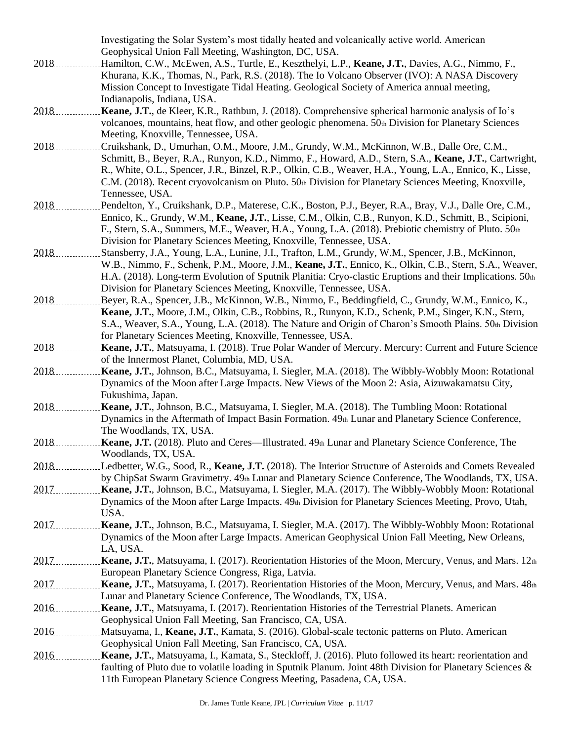Investigating the Solar System's most tidally heated and volcanically active world. American Geophysical Union Fall Meeting, Washington, DC, USA.

2018 ............... Hamilton, C.W., McEwen, A.S., Turtle, E., Keszthelyi, L.P., **Keane, J.T.**, Davies, A.G., Nimmo, F., Khurana, K.K., Thomas, N., Park, R.S. (2018). The Io Volcano Observer (IVO): A NASA Discovery Mission Concept to Investigate Tidal Heating. Geological Society of America annual meeting, Indianapolis, Indiana, USA.

2018 ............... **Keane, J.T.**, de Kleer, K.R., Rathbun, J. (2018). Comprehensive spherical harmonic analysis of Io's volcanoes, mountains, heat flow, and other geologic phenomena. 50th Division for Planetary Sciences Meeting, Knoxville, Tennessee, USA.

2018 ............... Cruikshank, D., Umurhan, O.M., Moore, J.M., Grundy, W.M., McKinnon, W.B., Dalle Ore, C.M., Schmitt, B., Beyer, R.A., Runyon, K.D., Nimmo, F., Howard, A.D., Stern, S.A., **Keane, J.T.**, Cartwright, R., White, O.L., Spencer, J.R., Binzel, R.P., Olkin, C.B., Weaver, H.A., Young, L.A., Ennico, K., Lisse, C.M. (2018). Recent cryovolcanism on Pluto. 50th Division for Planetary Sciences Meeting, Knoxville, Tennessee, USA.

2018 ............... Pendelton, Y., Cruikshank, D.P., Materese, C.K., Boston, P.J., Beyer, R.A., Bray, V.J., Dalle Ore, C.M., Ennico, K., Grundy, W.M., **Keane, J.T.**, Lisse, C.M., Olkin, C.B., Runyon, K.D., Schmitt, B., Scipioni, F., Stern, S.A., Summers, M.E., Weaver, H.A., Young, L.A. (2018). Prebiotic chemistry of Pluto. 50th Division for Planetary Sciences Meeting, Knoxville, Tennessee, USA.

2018 ............... Stansberry, J.A., Young, L.A., Lunine, J.I., Trafton, L.M., Grundy, W.M., Spencer, J.B., McKinnon, W.B., Nimmo, F., Schenk, P.M., Moore, J.M., **Keane, J.T.**, Ennico, K., Olkin, C.B., Stern, S.A., Weaver, H.A. (2018). Long-term Evolution of Sputnik Planitia: Cryo-clastic Eruptions and their Implications. 50th Division for Planetary Sciences Meeting, Knoxville, Tennessee, USA.

2018 ............... Beyer, R.A., Spencer, J.B., McKinnon, W.B., Nimmo, F., Beddingfield, C., Grundy, W.M., Ennico, K., **Keane, J.T.**, Moore, J.M., Olkin, C.B., Robbins, R., Runyon, K.D., Schenk, P.M., Singer, K.N., Stern, S.A., Weaver, S.A., Young, L.A. (2018). The Nature and Origin of Charon's Smooth Plains. 50th Division for Planetary Sciences Meeting, Knoxville, Tennessee, USA.

2018 ............... **Keane, J.T.**, Matsuyama, I. (2018). True Polar Wander of Mercury. Mercury: Current and Future Science of the Innermost Planet, Columbia, MD, USA.

2018 ............... **Keane, J.T.**, Johnson, B.C., Matsuyama, I. Siegler, M.A. (2018). The Wibbly-Wobbly Moon: Rotational Dynamics of the Moon after Large Impacts. New Views of the Moon 2: Asia, Aizuwakamatsu City, Fukushima, Japan.

2018 ............... **Keane, J.T.**, Johnson, B.C., Matsuyama, I. Siegler, M.A. (2018). The Tumbling Moon: Rotational Dynamics in the Aftermath of Impact Basin Formation. 49th Lunar and Planetary Science Conference, The Woodlands, TX, USA.

2018 ............... **Keane, J.T.** (2018). Pluto and Ceres—Illustrated. 49th Lunar and Planetary Science Conference, The Woodlands, TX, USA.

2018 ............... Ledbetter, W.G., Sood, R., **Keane, J.T.** (2018). The Interior Structure of Asteroids and Comets Revealed by ChipSat Swarm Gravimetry. 49th Lunar and Planetary Science Conference, The Woodlands, TX, USA.

2017 ............... **Keane, J.T.**, Johnson, B.C., Matsuyama, I. Siegler, M.A. (2017). The Wibbly-Wobbly Moon: Rotational Dynamics of the Moon after Large Impacts. 49th Division for Planetary Sciences Meeting, Provo, Utah, USA.

2017 ............... **Keane, J.T.**, Johnson, B.C., Matsuyama, I. Siegler, M.A. (2017). The Wibbly-Wobbly Moon: Rotational Dynamics of the Moon after Large Impacts. American Geophysical Union Fall Meeting, New Orleans, LA, USA.

2017 ............... **Keane, J.T.**, Matsuyama, I. (2017). Reorientation Histories of the Moon, Mercury, Venus, and Mars. 12th European Planetary Science Congress, Riga, Latvia.

2017 ............... **Keane, J.T.**, Matsuyama, I. (2017). Reorientation Histories of the Moon, Mercury, Venus, and Mars. 48th Lunar and Planetary Science Conference, The Woodlands, TX, USA.

2016 ............... **Keane, J.T.**, Matsuyama, I. (2017). Reorientation Histories of the Terrestrial Planets. American Geophysical Union Fall Meeting, San Francisco, CA, USA.

2016 ............... Matsuyama, I., **Keane, J.T.**, Kamata, S. (2016). Global-scale tectonic patterns on Pluto. American Geophysical Union Fall Meeting, San Francisco, CA, USA.

2016 ............... **Keane, J.T.**, Matsuyama, I., Kamata, S., Steckloff, J. (2016). Pluto followed its heart: reorientation and faulting of Pluto due to volatile loading in Sputnik Planum. Joint 48th Division for Planetary Sciences & 11th European Planetary Science Congress Meeting, Pasadena, CA, USA.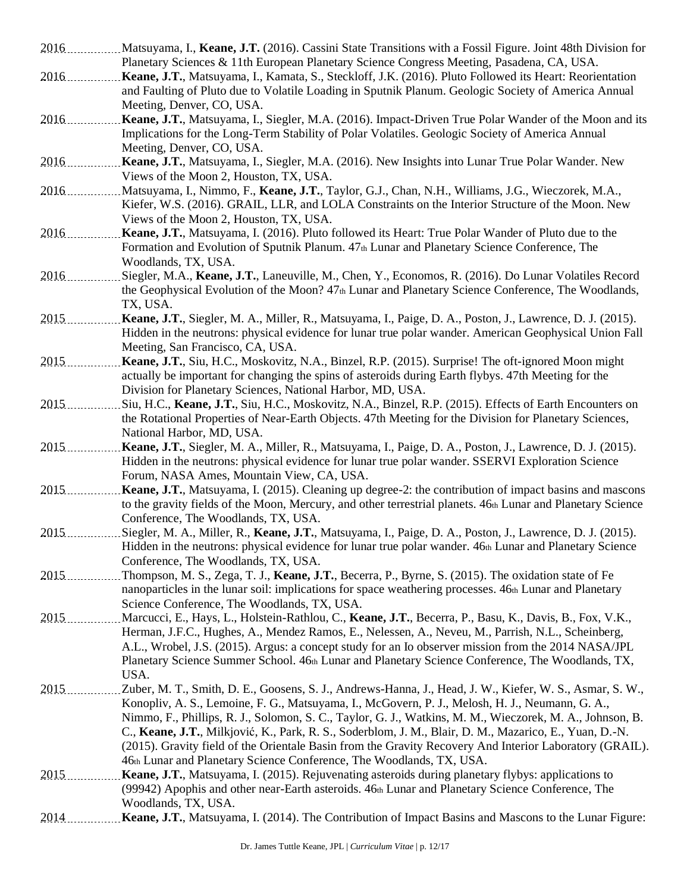2016 Matsuyama, I., **Keane, J.T.** (2016). Cassini State Transitions with a Fossil Figure. Joint 48th Division for Planetary Sciences & 11th European Planetary Science Congress Meeting, Pasadena, CA, USA.

2016 **Keane, J.T.**, Matsuyama, I., Kamata, S., Steckloff, J.K. (2016). Pluto Followed its Heart: Reorientation and Faulting of Pluto due to Volatile Loading in Sputnik Planum. Geologic Society of America Annual Meeting, Denver, CO, USA.

2016 **Keane, J.T.**, Matsuyama, I., Siegler, M.A. (2016). Impact-Driven True Polar Wander of the Moon and its Implications for the Long-Term Stability of Polar Volatiles. Geologic Society of America Annual Meeting, Denver, CO, USA.

2016 **Keane, J.T.**, Matsuyama, I., Siegler, M.A. (2016). New Insights into Lunar True Polar Wander. New Views of the Moon 2, Houston, TX, USA.

2016 Matsuyama, I., Nimmo, F., **Keane, J.T.**, Taylor, G.J., Chan, N.H., Williams, J.G., Wieczorek, M.A., Kiefer, W.S. (2016). GRAIL, LLR, and LOLA Constraints on the Interior Structure of the Moon. New Views of the Moon 2, Houston, TX, USA.

2016 **Keane, J.T.**, Matsuyama, I. (2016). Pluto followed its Heart: True Polar Wander of Pluto due to the Formation and Evolution of Sputnik Planum. 47th Lunar and Planetary Science Conference, The Woodlands, TX, USA.

2016 Siegler, M.A., **Keane, J.T.**, Laneuville, M., Chen, Y., Economos, R. (2016). Do Lunar Volatiles Record the Geophysical Evolution of the Moon? 47th Lunar and Planetary Science Conference, The Woodlands, TX, USA.

2015 **Keane, J.T.**, Siegler, M. A., Miller, R., Matsuyama, I., Paige, D. A., Poston, J., Lawrence, D. J. (2015). Hidden in the neutrons: physical evidence for lunar true polar wander. American Geophysical Union Fall Meeting, San Francisco, CA, USA.

2015 **Keane, J.T.**, Siu, H.C., Moskovitz, N.A., Binzel, R.P. (2015). Surprise! The oft-ignored Moon might actually be important for changing the spins of asteroids during Earth flybys. 47th Meeting for the Division for Planetary Sciences, National Harbor, MD, USA.

2015 Siu, H.C., **Keane, J.T.**, Siu, H.C., Moskovitz, N.A., Binzel, R.P. (2015). Effects of Earth Encounters on the Rotational Properties of Near-Earth Objects. 47th Meeting for the Division for Planetary Sciences, National Harbor, MD, USA.

2015 **Keane, J.T.**, Siegler, M. A., Miller, R., Matsuyama, I., Paige, D. A., Poston, J., Lawrence, D. J. (2015). Hidden in the neutrons: physical evidence for lunar true polar wander. SSERVI Exploration Science Forum, NASA Ames, Mountain View, CA, USA.

2015 **Keane, J.T.**, Matsuyama, I. (2015). Cleaning up degree-2: the contribution of impact basins and mascons to the gravity fields of the Moon, Mercury, and other terrestrial planets. 46th Lunar and Planetary Science Conference, The Woodlands, TX, USA.

2015 Siegler, M. A., Miller, R., **Keane, J.T.**, Matsuyama, I., Paige, D. A., Poston, J., Lawrence, D. J. (2015). Hidden in the neutrons: physical evidence for lunar true polar wander. 46th Lunar and Planetary Science Conference, The Woodlands, TX, USA.

2015 Thompson, M. S., Zega, T. J., **Keane, J.T.**, Becerra, P., Byrne, S. (2015). The oxidation state of Fe nanoparticles in the lunar soil: implications for space weathering processes. 46th Lunar and Planetary Science Conference, The Woodlands, TX, USA.

2015 Marcucci, E., Hays, L., Holstein-Rathlou, C., **Keane, J.T.**, Becerra, P., Basu, K., Davis, B., Fox, V.K., Herman, J.F.C., Hughes, A., Mendez Ramos, E., Nelessen, A., Neveu, M., Parrish, N.L., Scheinberg, A.L., Wrobel, J.S. (2015). Argus: a concept study for an Io observer mission from the 2014 NASA/JPL Planetary Science Summer School. 46th Lunar and Planetary Science Conference, The Woodlands, TX, USA.

2015 Zuber, M. T., Smith, D. E., Goosens, S. J., Andrews-Hanna, J., Head, J. W., Kiefer, W. S., Asmar, S. W., Konopliv, A. S., Lemoine, F. G., Matsuyama, I., McGovern, P. J., Melosh, H. J., Neumann, G. A., Nimmo, F., Phillips, R. J., Solomon, S. C., Taylor, G. J., Watkins, M. M., Wieczorek, M. A., Johnson, B. C., **Keane, J.T.**, Milkjović, K., Park, R. S., Soderblom, J. M., Blair, D. M., Mazarico, E., Yuan, D.-N. (2015). Gravity field of the Orientale Basin from the Gravity Recovery And Interior Laboratory (GRAIL). 46th Lunar and Planetary Science Conference, The Woodlands, TX, USA.

2015 **Keane, J.T.**, Matsuyama, I. (2015). Rejuvenating asteroids during planetary flybys: applications to (99942) Apophis and other near-Earth asteroids. 46th Lunar and Planetary Science Conference, The Woodlands, TX, USA.

2014 **Keane, J.T.**, Matsuyama, I. (2014). The Contribution of Impact Basins and Mascons to the Lunar Figure: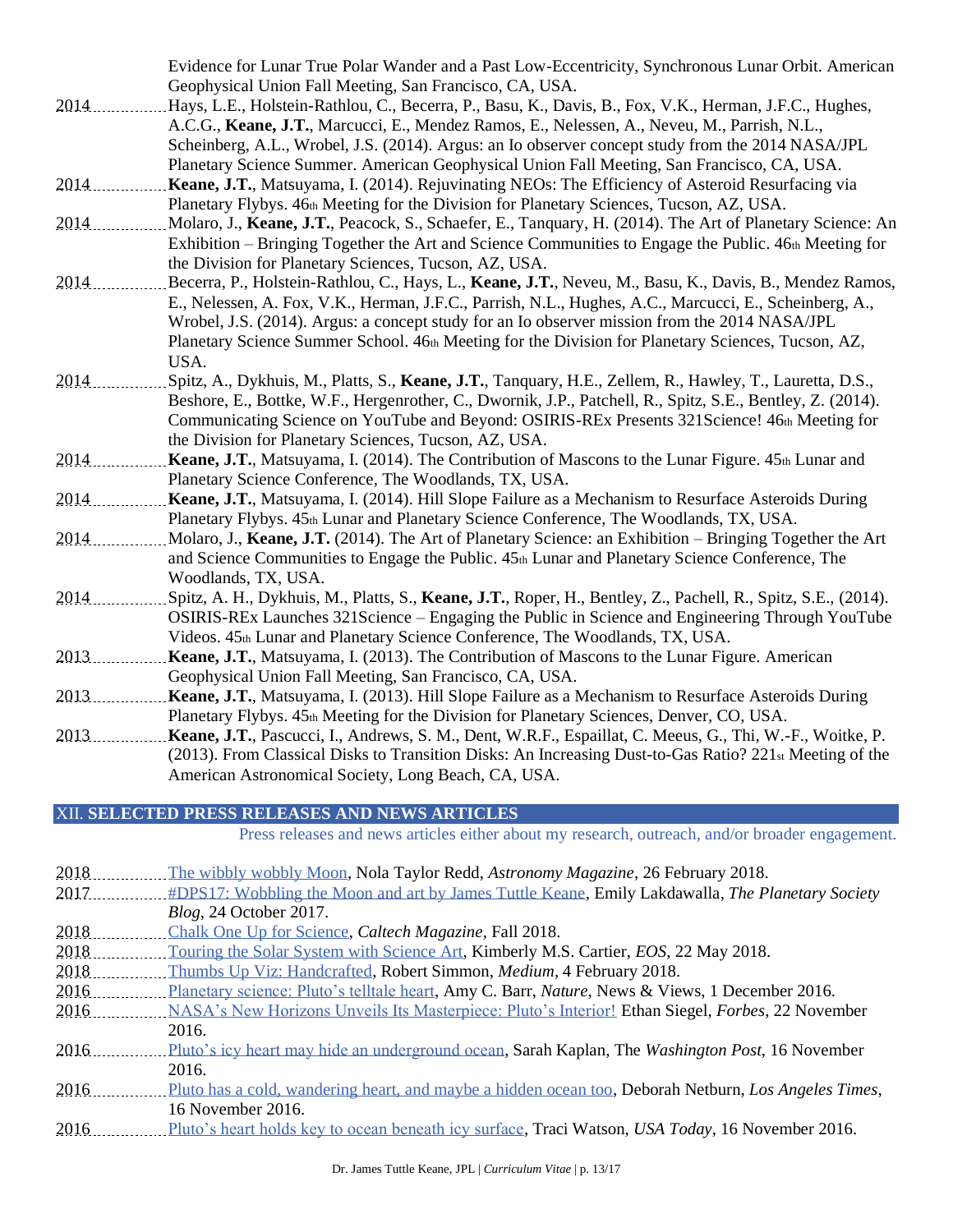Evidence for Lunar True Polar Wander and a Past Low-Eccentricity, Synchronous Lunar Orbit. American Geophysical Union Fall Meeting, San Francisco, CA, USA.

2014 ............... Hays, L.E., Holstein-Rathlou, C., Becerra, P., Basu, K., Davis, B., Fox, V.K., Herman, J.F.C., Hughes, A.C.G., **Keane, J.T.**, Marcucci, E., Mendez Ramos, E., Nelessen, A., Neveu, M., Parrish, N.L., Scheinberg, A.L., Wrobel, J.S. (2014). Argus: an Io observer concept study from the 2014 NASA/JPL Planetary Science Summer. American Geophysical Union Fall Meeting, San Francisco, CA, USA.

2014 ............... **Keane, J.T.**, Matsuyama, I. (2014). Rejuvinating NEOs: The Efficiency of Asteroid Resurfacing via Planetary Flybys. 46th Meeting for the Division for Planetary Sciences, Tucson, AZ, USA.

2014 ............... Molaro, J., **Keane, J.T.**, Peacock, S., Schaefer, E., Tanquary, H. (2014). The Art of Planetary Science: An Exhibition – Bringing Together the Art and Science Communities to Engage the Public. 46th Meeting for the Division for Planetary Sciences, Tucson, AZ, USA.

2014 ............... Becerra, P., Holstein-Rathlou, C., Hays, L., **Keane, J.T.**, Neveu, M., Basu, K., Davis, B., Mendez Ramos, E., Nelessen, A. Fox, V.K., Herman, J.F.C., Parrish, N.L., Hughes, A.C., Marcucci, E., Scheinberg, A., Wrobel, J.S. (2014). Argus: a concept study for an Io observer mission from the 2014 NASA/JPL Planetary Science Summer School. 46th Meeting for the Division for Planetary Sciences, Tucson, AZ, USA.

2014 ............... Spitz, A., Dykhuis, M., Platts, S., **Keane, J.T.**, Tanquary, H.E., Zellem, R., Hawley, T., Lauretta, D.S., Beshore, E., Bottke, W.F., Hergenrother, C., Dwornik, J.P., Patchell, R., Spitz, S.E., Bentley, Z. (2014). Communicating Science on YouTube and Beyond: OSIRIS-REx Presents 321Science! 46th Meeting for the Division for Planetary Sciences, Tucson, AZ, USA.

2014 ............... **Keane, J.T.**, Matsuyama, I. (2014). The Contribution of Mascons to the Lunar Figure. 45th Lunar and Planetary Science Conference, The Woodlands, TX, USA.

2014 ............... **Keane, J.T.**, Matsuyama, I. (2014). Hill Slope Failure as a Mechanism to Resurface Asteroids During Planetary Flybys. 45th Lunar and Planetary Science Conference, The Woodlands, TX, USA.

2014 ............... Molaro, J., **Keane, J.T.** (2014). The Art of Planetary Science: an Exhibition – Bringing Together the Art and Science Communities to Engage the Public. 45th Lunar and Planetary Science Conference, The Woodlands, TX, USA.

2014 ............... Spitz, A. H., Dykhuis, M., Platts, S., **Keane, J.T.**, Roper, H., Bentley, Z., Pachell, R., Spitz, S.E., (2014). OSIRIS-REx Launches 321Science – Engaging the Public in Science and Engineering Through YouTube Videos. 45th Lunar and Planetary Science Conference, The Woodlands, TX, USA.

2013 ............... **Keane, J.T.**, Matsuyama, I. (2013). The Contribution of Mascons to the Lunar Figure. American Geophysical Union Fall Meeting, San Francisco, CA, USA.

2013 ............... **Keane, J.T.**, Matsuyama, I. (2013). Hill Slope Failure as a Mechanism to Resurface Asteroids During Planetary Flybys. 45th Meeting for the Division for Planetary Sciences, Denver, CO, USA.

2013 ............... **Keane, J.T.**, Pascucci, I., Andrews, S. M., Dent, W.R.F., Espaillat, C. Meeus, G., Thi, W.-F., Woitke, P. (2013). From Classical Disks to Transition Disks: An Increasing Dust-to-Gas Ratio? 221st Meeting of the American Astronomical Society, Long Beach, CA, USA.

## XII. SELECTED PRESS RELEASES AND NEWS ARTICLES

Press releases and news articles either about my research, outreach, and/or broader engagement.

2018 ............... The wibbly wobbly Moon, Nola Taylor Redd, *Astronomy Magazine*, 26 February 2018.

2017 ............... #DPS17: Wobbling the Moon and art by James Tuttle Keane, Emily Lakdawalla, *The Planetary Society Blog*, 24 October 2017.

2018 ............... Chalk One Up for Science, *Caltech Magazine*, Fall 2018.

2018 ............... Touring the Solar System with Science Art, Kimberly M.S. Cartier, *EOS*, 22 May 2018.

2018 ............... Thumbs Up Viz: Handcrafted, Robert Simmon, *Medium*, 4 February 2018.

2016 ............... Planetary science: Pluto's telltale heart, Amy C. Barr, *Nature*, News & Views, 1 December 2016.

2016 ............... NASA's New Horizons Unveils Its Masterpiece: Pluto's Interior! Ethan Siegel, *Forbes*, 22 November 2016.

2016 ............... Pluto's icy heart may hide an underground ocean, Sarah Kaplan, The *Washington Post*, 16 November 2016.

2016 ............... Pluto has a cold, wandering heart, and maybe a hidden ocean too, Deborah Netburn, *Los Angeles Times*, 16 November 2016.

2016 ............... Pluto's heart holds key to ocean beneath icy surface, Traci Watson, *USA Today*, 16 November 2016.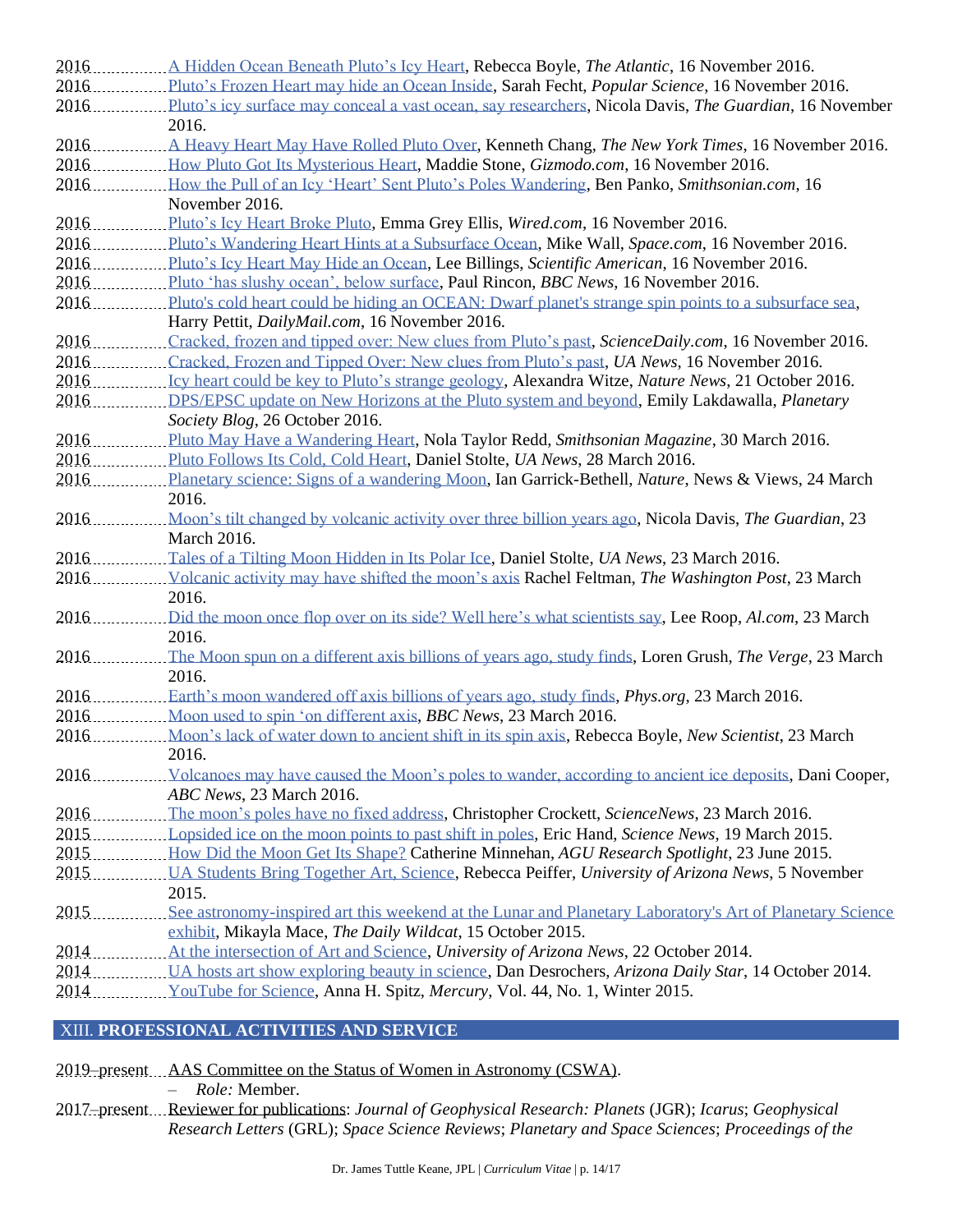2016 ............... A Hidden Ocean Beneath Pluto's Icy Heart, Rebecca Boyle, *The Atlantic*, 16 November 2016.

2016 ............... Pluto's Frozen Heart may hide an Ocean Inside, Sarah Fecht, *Popular Science*, 16 November 2016.

2016 ............... Pluto's icy surface may conceal a vast ocean, say researchers, Nicola Davis, *The Guardian*, 16 November 2016.

2016 ............... A Heavy Heart May Have Rolled Pluto Over, Kenneth Chang, *The New York Times*, 16 November 2016.

2016 ............... How Pluto Got Its Mysterious Heart, Maddie Stone, *Gizmodo.com*, 16 November 2016.

2016 ............... How the Pull of an Icy 'Heart' Sent Pluto's Poles Wandering, Ben Panko, *Smithsonian.com*, 16 November 2016.

2016 ............... Pluto's Icy Heart Broke Pluto, Emma Grey Ellis, *Wired.com*, 16 November 2016.

2016 ............... Pluto's Wandering Heart Hints at a Subsurface Ocean, Mike Wall, *Space.com*, 16 November 2016.

2016 ............... Pluto's Icy Heart May Hide an Ocean, Lee Billings, *Scientific American*, 16 November 2016.

2016 ............... Pluto 'has slushy ocean', below surface, Paul Rincon, *BBC News*, 16 November 2016.

2016 ............... Pluto's cold heart could be hiding an OCEAN: Dwarf planet's strange spin points to a subsurface sea, Harry Pettit, *DailyMail.com*, 16 November 2016.

2016 ............... Cracked, frozen and tipped over: New clues from Pluto's past, *ScienceDaily.com*, 16 November 2016.

2016 ............... Cracked, Frozen and Tipped Over: New clues from Pluto's past, *UA News*, 16 November 2016.

2016 ............... Icy heart could be key to Pluto's strange geology, Alexandra Witze, *Nature News*, 21 October 2016.

2016 ............... DPS/EPSC update on New Horizons at the Pluto system and beyond, Emily Lakdawalla, *Planetary Society Blog*, 26 October 2016.

2016 ............... Pluto May Have a Wandering Heart, Nola Taylor Redd, *Smithsonian Magazine*, 30 March 2016.

2016 ............... Pluto Follows Its Cold, Cold Heart, Daniel Stolte, *UA News*, 28 March 2016.

2016 ............... Planetary science: Signs of a wandering Moon, Ian Garrick-Bethell, *Nature*, News & Views, 24 March 2016.

2016 ............... Moon's tilt changed by volcanic activity over three billion years ago, Nicola Davis, *The Guardian*, 23 March 2016.

2016 ............... Tales of a Tilting Moon Hidden in Its Polar Ice, Daniel Stolte, *UA News*, 23 March 2016.

2016 ............... Volcanic activity may have shifted the moon's axis Rachel Feltman, *The Washington Post*, 23 March 2016.

2016 ............... Did the moon once flop over on its side? Well here's what scientists say, Lee Roop, *Al.com*, 23 March 2016.

2016 ............... The Moon spun on a different axis billions of years ago, study finds, Loren Grush, *The Verge*, 23 March 2016.

2016 ............... Earth's moon wandered off axis billions of years ago, study finds, *Phys.org*, 23 March 2016.

2016 ............... Moon used to spin 'on different axis', *BBC News*, 23 March 2016.

2016 ............... Moon's lack of water down to ancient shift in its spin axis, Rebecca Boyle, *New Scientist*, 23 March 2016.

2016 ............... Volcanoes may have caused the Moon's poles to wander, according to ancient ice deposits, Dani Cooper, *ABC News*, 23 March 2016.

2016 ............... The moon's poles have no fixed address, Christopher Crockett, *ScienceNews*, 23 March 2016.

2015 ............... Lopsided ice on the moon points to past shift in poles, Eric Hand, *Science News*, 19 March 2015.

2015 ............... How Did the Moon Get Its Shape? Catherine Minnehan, *AGU Research Spotlight*, 23 June 2015.

2015 ............... UA Students Bring Together Art, Science, Rebecca Peiffer, *University of Arizona News*, 5 November 2015.

2015 ............... See astronomy-inspired art this weekend at the Lunar and Planetary Laboratory's Art of Planetary Science exhibit, Mikayla Mace, *The Daily Wildcat*, 15 October 2015.

2014 ............... At the intersection of Art and Science, *University of Arizona News*, 22 October 2014.

2014 ............... UA hosts art show exploring beauty in science, Dan Desrochers, *Arizona Daily Star*, 14 October 2014.

2014 ............... YouTube for Science, Anna H. Spitz, *Mercury*, Vol. 44, No. 1, Winter 2015.

## XIII. PROFESSIONAL ACTIVITIES AND SERVICE

2019–present ...... AAS Committee on the Status of Women in Astronomy (CSWA).
- *Role:* Member.

2017–present ...... Reviewer for publications: *Journal of Geophysical Research: Planets* (JGR); *Icarus*; *Geophysical Research Letters* (GRL); *Space Science Reviews*; *Planetary and Space Sciences*; *Proceedings of the*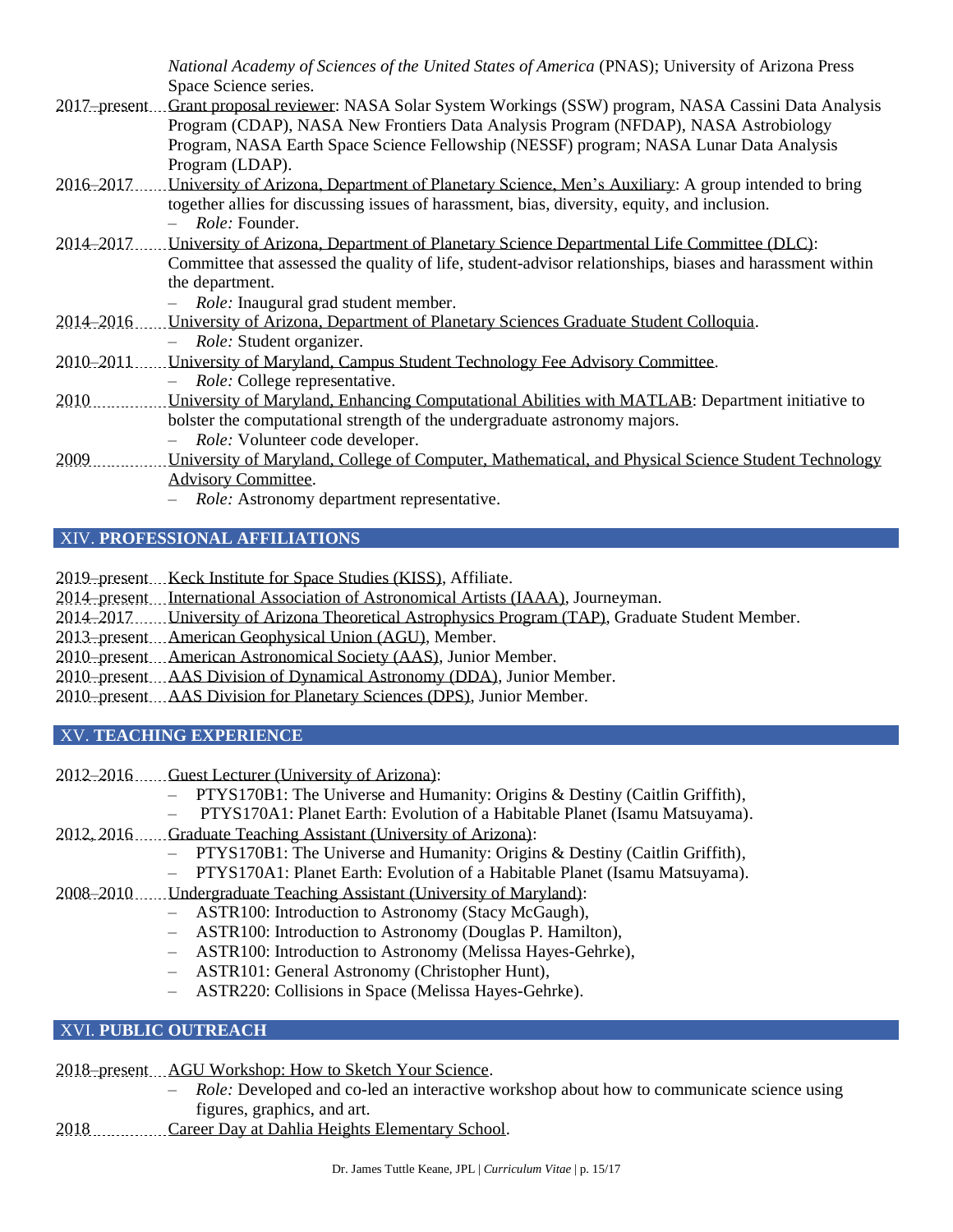*National Academy of Sciences of the United States of America* (PNAS); University of Arizona Press Space Science series.

2017–present Grant proposal reviewer: NASA Solar System Workings (SSW) program, NASA Cassini Data Analysis Program (CDAP), NASA New Frontiers Data Analysis Program (NFDAP), NASA Astrobiology Program, NASA Earth Space Science Fellowship (NESSF) program; NASA Lunar Data Analysis Program (LDAP).

2016–2017 University of Arizona, Department of Planetary Science, Men's Auxiliary: A group intended to bring together allies for discussing issues of harassment, bias, diversity, equity, and inclusion.
- *Role:* Founder.

2014–2017 University of Arizona, Department of Planetary Science Departmental Life Committee (DLC): Committee that assessed the quality of life, student-advisor relationships, biases and harassment within the department.
- *Role:* Inaugural grad student member.

2014–2016 University of Arizona, Department of Planetary Sciences Graduate Student Colloquia.
- *Role:* Student organizer.

2010–2011 University of Maryland, Campus Student Technology Fee Advisory Committee.
- *Role:* College representative.

2010 University of Maryland, Enhancing Computational Abilities with MATLAB: Department initiative to bolster the computational strength of the undergraduate astronomy majors.
- *Role:* Volunteer code developer.

2009 University of Maryland, College of Computer, Mathematical, and Physical Science Student Technology Advisory Committee.
- *Role:* Astronomy department representative.

## XIV. PROFESSIONAL AFFILIATIONS

2019–present Keck Institute for Space Studies (KISS), Affiliate.
2014–present International Association of Astronomical Artists (IAAA), Journeyman.
2014–2017 University of Arizona Theoretical Astrophysics Program (TAP), Graduate Student Member.
2013–present American Geophysical Union (AGU), Member.
2010–present American Astronomical Society (AAS), Junior Member.
2010–present AAS Division of Dynamical Astronomy (DDA), Junior Member.
2010–present AAS Division for Planetary Sciences (DPS), Junior Member.

## XV. TEACHING EXPERIENCE

2012–2016 Guest Lecturer (University of Arizona):
- PTYS170B1: The Universe and Humanity: Origins & Destiny (Caitlin Griffith),
- PTYS170A1: Planet Earth: Evolution of a Habitable Planet (Isamu Matsuyama).

2012, 2016 Graduate Teaching Assistant (University of Arizona):
- PTYS170B1: The Universe and Humanity: Origins & Destiny (Caitlin Griffith),
- PTYS170A1: Planet Earth: Evolution of a Habitable Planet (Isamu Matsuyama).

2008–2010 Undergraduate Teaching Assistant (University of Maryland):
- ASTR100: Introduction to Astronomy (Stacy McGaugh),
- ASTR100: Introduction to Astronomy (Douglas P. Hamilton),
- ASTR100: Introduction to Astronomy (Melissa Hayes-Gehrke),
- ASTR101: General Astronomy (Christopher Hunt),
- ASTR220: Collisions in Space (Melissa Hayes-Gehrke).

## XVI. PUBLIC OUTREACH

2018–present AGU Workshop: How to Sketch Your Science.
- *Role:* Developed and co-led an interactive workshop about how to communicate science using figures, graphics, and art.

2018 Career Day at Dahlia Heights Elementary School.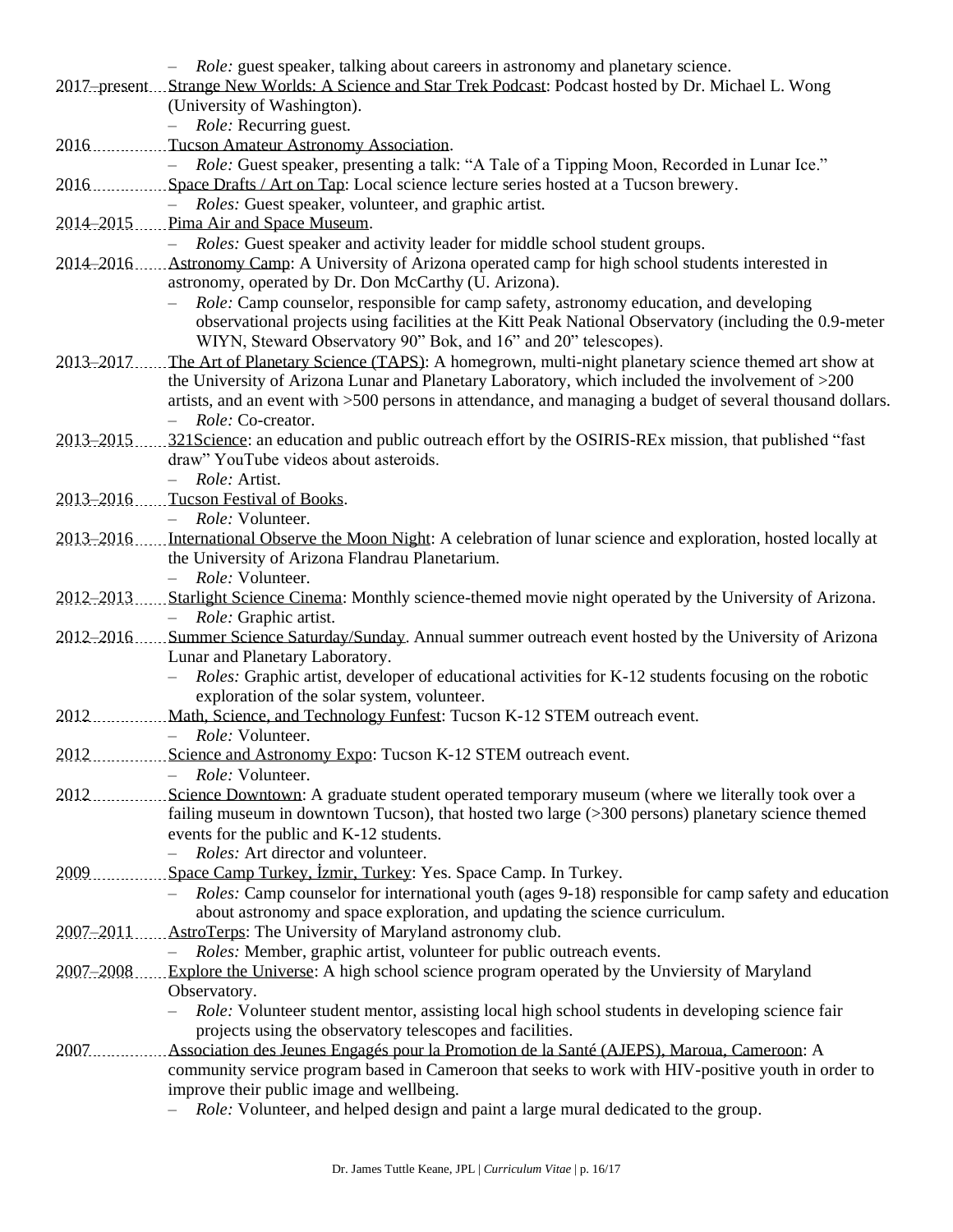– *Role:* guest speaker, talking about careers in astronomy and planetary science.

2017–present Strange New Worlds: A Science and Star Trek Podcast: Podcast hosted by Dr. Michael L. Wong (University of Washington).
- *Role:* Recurring guest.

2016 Tucson Amateur Astronomy Association.
- *Role:* Guest speaker, presenting a talk: "A Tale of a Tipping Moon, Recorded in Lunar Ice."

2016 Space Drafts / Art on Tap: Local science lecture series hosted at a Tucson brewery.
- *Roles:* Guest speaker, volunteer, and graphic artist.

2014–2015 Pima Air and Space Museum.
- *Roles:* Guest speaker and activity leader for middle school student groups.

2014–2016 Astronomy Camp: A University of Arizona operated camp for high school students interested in astronomy, operated by Dr. Don McCarthy (U. Arizona).
- *Role:* Camp counselor, responsible for camp safety, astronomy education, and developing observational projects using facilities at the Kitt Peak National Observatory (including the 0.9-meter WIYN, Steward Observatory 90" Bok, and 16" and 20" telescopes).

2013–2017 The Art of Planetary Science (TAPS): A homegrown, multi-night planetary science themed art show at the University of Arizona Lunar and Planetary Laboratory, which included the involvement of >200 artists, and an event with >500 persons in attendance, and managing a budget of several thousand dollars.
- *Role:* Co-creator.

2013–2015 321Science: an education and public outreach effort by the OSIRIS-REx mission, that published "fast draw" YouTube videos about asteroids.
- *Role:* Artist.

2013–2016 Tucson Festival of Books.
- *Role:* Volunteer.

2013–2016 International Observe the Moon Night: A celebration of lunar science and exploration, hosted locally at the University of Arizona Flandrau Planetarium.
- *Role:* Volunteer.

2012–2013 Starlight Science Cinema: Monthly science-themed movie night operated by the University of Arizona.
- *Role:* Graphic artist.

2012–2016 Summer Science Saturday/Sunday. Annual summer outreach event hosted by the University of Arizona Lunar and Planetary Laboratory.
- *Roles:* Graphic artist, developer of educational activities for K-12 students focusing on the robotic exploration of the solar system, volunteer.

2012 Math, Science, and Technology Funfest: Tucson K-12 STEM outreach event.
- *Role:* Volunteer.

2012 Science and Astronomy Expo: Tucson K-12 STEM outreach event.
- *Role:* Volunteer.

2012 Science Downtown: A graduate student operated temporary museum (where we literally took over a failing museum in downtown Tucson), that hosted two large (>300 persons) planetary science themed events for the public and K-12 students.
- *Roles:* Art director and volunteer.

2009 Space Camp Turkey, İzmir, Turkey: Yes. Space Camp. In Turkey.
- *Roles:* Camp counselor for international youth (ages 9-18) responsible for camp safety and education about astronomy and space exploration, and updating the science curriculum.

2007–2011 AstroTerps: The University of Maryland astronomy club.
- *Roles:* Member, graphic artist, volunteer for public outreach events.

2007–2008 Explore the Universe: A high school science program operated by the Unviersity of Maryland Observatory.
- *Role:* Volunteer student mentor, assisting local high school students in developing science fair projects using the observatory telescopes and facilities.

2007 Association des Jeunes Engagés pour la Promotion de la Santé (AJEPS), Maroua, Cameroon: A community service program based in Cameroon that seeks to work with HIV-positive youth in order to improve their public image and wellbeing.
- *Role:* Volunteer, and helped design and paint a large mural dedicated to the group.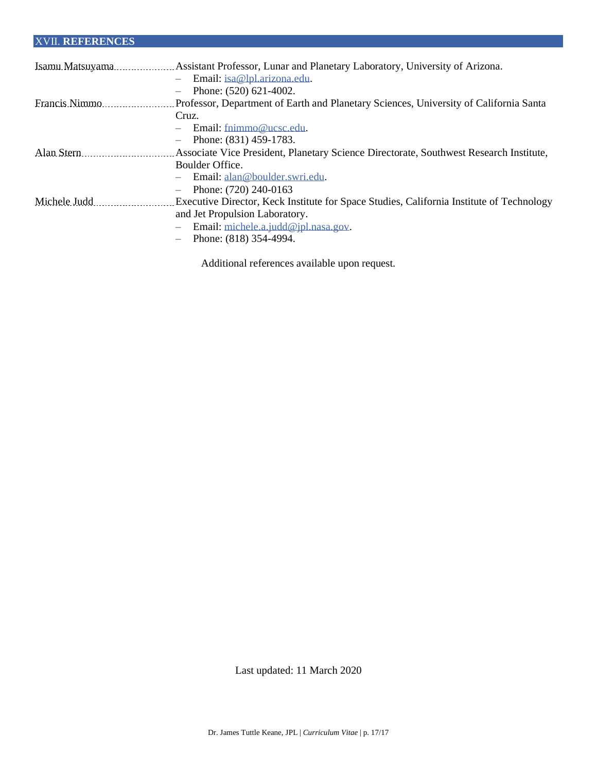## XVII. **REFERENCES**

Isamu Matsuyama ........ Assistant Professor, Lunar and Planetary Laboratory, University of Arizona.

- Email: isa@lpl.arizona.edu.
- Phone: (520) 621-4002.

Francis Nimmo ........ Professor, Department of Earth and Planetary Sciences, University of California Santa Cruz.

- Email: fnimmo@ucsc.edu.
- Phone: (831) 459-1783.

Alan Stern ........ Associate Vice President, Planetary Science Directorate, Southwest Research Institute, Boulder Office.

- Email: alan@boulder.swri.edu.
- Phone: (720) 240-0163

Michele Judd ........ Executive Director, Keck Institute for Space Studies, California Institute of Technology and Jet Propulsion Laboratory.

- Email: michele.a.judd@jpl.nasa.gov.
- Phone: (818) 354-4994.

Additional references available upon request.

Last updated: 11 March 2020